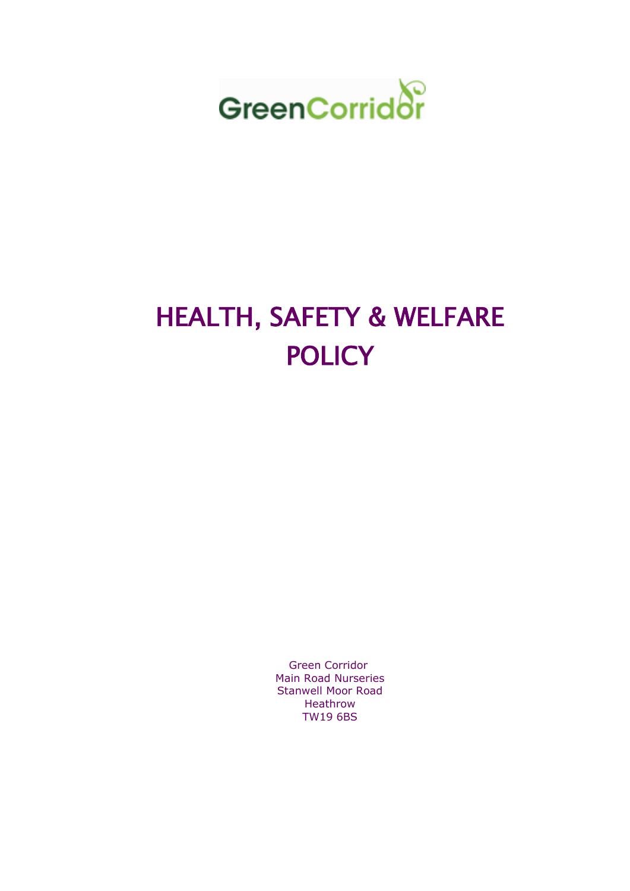GreenCorridor

# HEALTH, SAFETY & WELFARE POLICY

Green Corridor
Main Road Nurseries
Stanwell Moor Road
Heathrow
TW19 6BS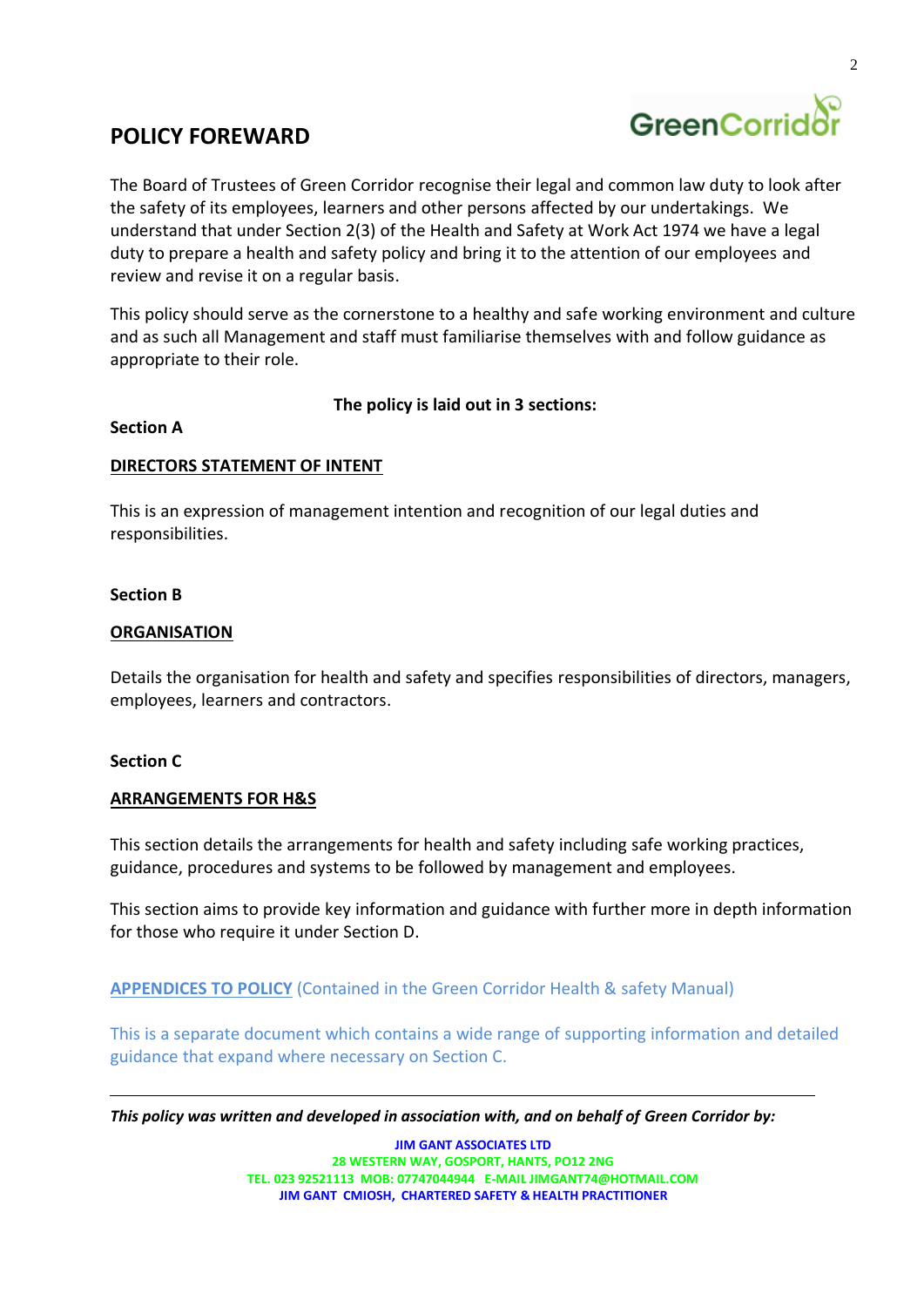# POLICY FOREWARD

The Board of Trustees of Green Corridor recognise their legal and common law duty to look after the safety of its employees, learners and other persons affected by our undertakings. We understand that under Section 2(3) of the Health and Safety at Work Act 1974 we have a legal duty to prepare a health and safety policy and bring it to the attention of our employees and review and revise it on a regular basis.

This policy should serve as the cornerstone to a healthy and safe working environment and culture and as such all Management and staff must familiarise themselves with and follow guidance as appropriate to their role.

**The policy is laid out in 3 sections:**

**Section A**

**DIRECTORS STATEMENT OF INTENT**

This is an expression of management intention and recognition of our legal duties and responsibilities.

**Section B**

**ORGANISATION**

Details the organisation for health and safety and specifies responsibilities of directors, managers, employees, learners and contractors.

**Section C**

**ARRANGEMENTS FOR H&S**

This section details the arrangements for health and safety including safe working practices, guidance, procedures and systems to be followed by management and employees.

This section aims to provide key information and guidance with further more in depth information for those who require it under Section D.

**APPENDICES TO POLICY** (Contained in the Green Corridor Health & safety Manual)

This is a separate document which contains a wide range of supporting information and detailed guidance that expand where necessary on Section C.

---

***This policy was written and developed in association with, and on behalf of Green Corridor by:***

**JIM GANT ASSOCIATES LTD**
**28 WESTERN WAY, GOSPORT, HANTS, PO12 2NG**
**TEL. 023 92521113 MOB: 07747044944 E-MAIL JIMGANT74@HOTMAIL.COM**
**JIM GANT CMIOSH, CHARTERED SAFETY & HEALTH PRACTITIONER**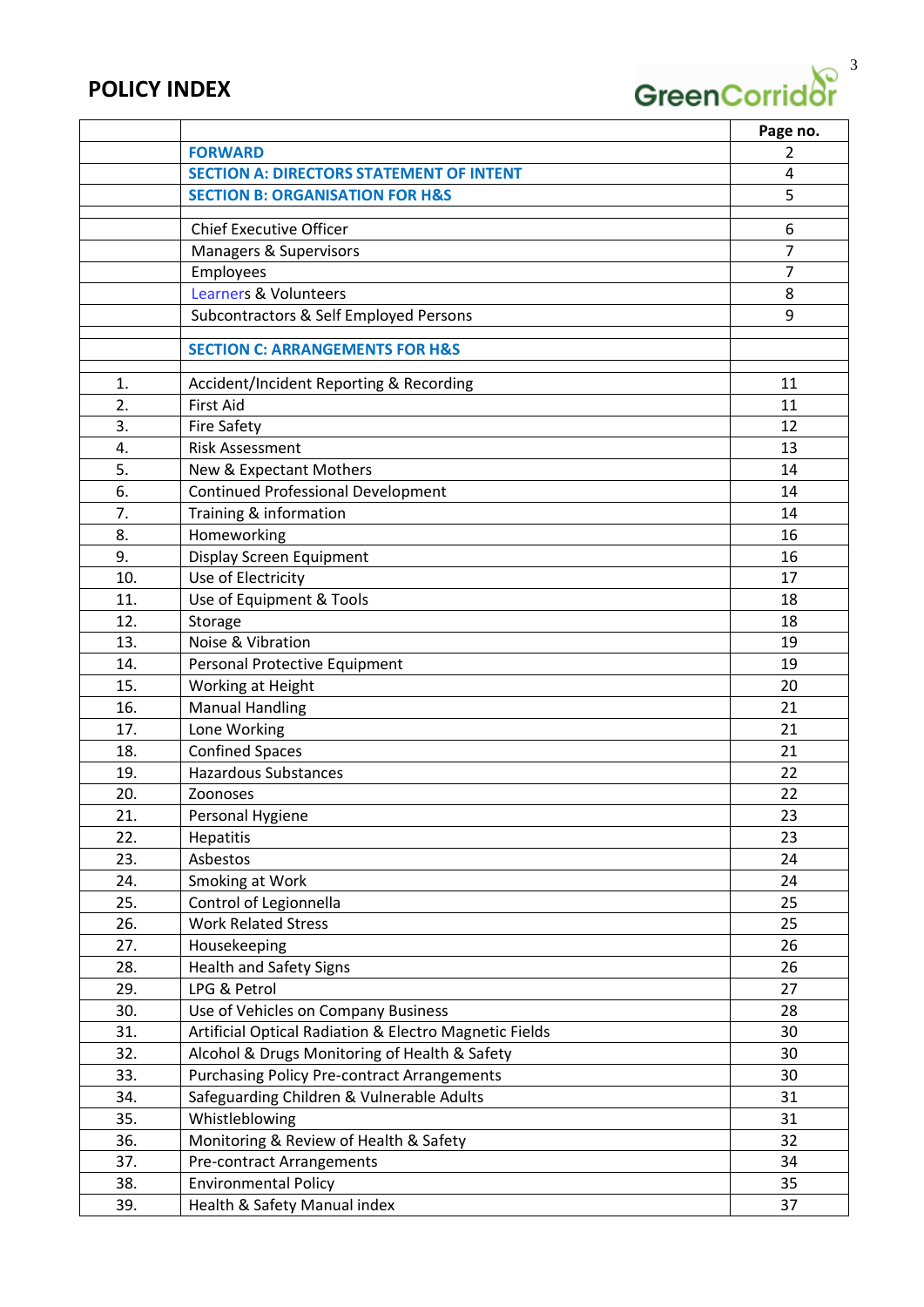# POLICY INDEX

| | | Page no. |
|---|---|---|
| | **FORWARD** | 2 |
| | **SECTION A: DIRECTORS STATEMENT OF INTENT** | 4 |
| | **SECTION B: ORGANISATION FOR H&S** | 5 |
| | | |
| | Chief Executive Officer | 6 |
| | Managers & Supervisors | 7 |
| | Employees | 7 |
| | Learners & Volunteers | 8 |
| | Subcontractors & Self Employed Persons | 9 |
| | | |
| | **SECTION C: ARRANGEMENTS FOR H&S** | |
| | | |
| 1. | Accident/Incident Reporting & Recording | 11 |
| 2. | First Aid | 11 |
| 3. | Fire Safety | 12 |
| 4. | Risk Assessment | 13 |
| 5. | New & Expectant Mothers | 14 |
| 6. | Continued Professional Development | 14 |
| 7. | Training & information | 14 |
| 8. | Homeworking | 16 |
| 9. | Display Screen Equipment | 16 |
| 10. | Use of Electricity | 17 |
| 11. | Use of Equipment & Tools | 18 |
| 12. | Storage | 18 |
| 13. | Noise & Vibration | 19 |
| 14. | Personal Protective Equipment | 19 |
| 15. | Working at Height | 20 |
| 16. | Manual Handling | 21 |
| 17. | Lone Working | 21 |
| 18. | Confined Spaces | 21 |
| 19. | Hazardous Substances | 22 |
| 20. | Zoonoses | 22 |
| 21. | Personal Hygiene | 23 |
| 22. | Hepatitis | 23 |
| 23. | Asbestos | 24 |
| 24. | Smoking at Work | 24 |
| 25. | Control of Legionnella | 25 |
| 26. | Work Related Stress | 25 |
| 27. | Housekeeping | 26 |
| 28. | Health and Safety Signs | 26 |
| 29. | LPG & Petrol | 27 |
| 30. | Use of Vehicles on Company Business | 28 |
| 31. | Artificial Optical Radiation & Electro Magnetic Fields | 30 |
| 32. | Alcohol & Drugs Monitoring of Health & Safety | 30 |
| 33. | Purchasing Policy Pre-contract Arrangements | 30 |
| 34. | Safeguarding Children & Vulnerable Adults | 31 |
| 35. | Whistleblowing | 31 |
| 36. | Monitoring & Review of Health & Safety | 32 |
| 37. | Pre-contract Arrangements | 34 |
| 38. | Environmental Policy | 35 |
| 39. | Health & Safety Manual index | 37 |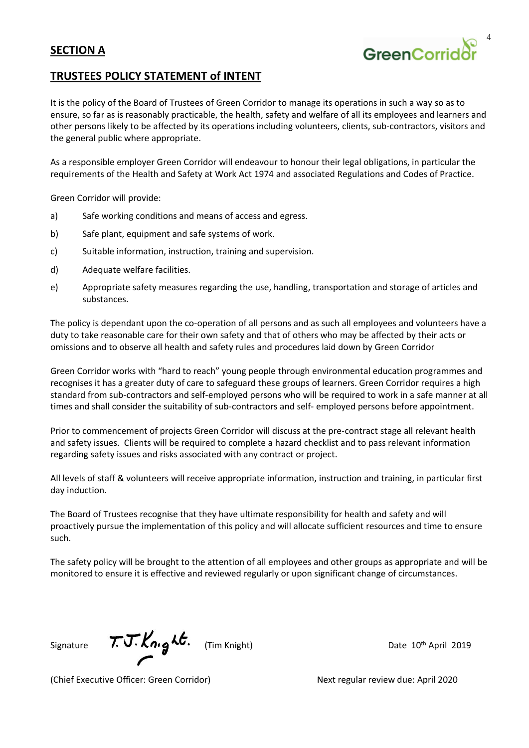## SECTION A

## TRUSTEES POLICY STATEMENT of INTENT

It is the policy of the Board of Trustees of Green Corridor to manage its operations in such a way so as to ensure, so far as is reasonably practicable, the health, safety and welfare of all its employees and learners and other persons likely to be affected by its operations including volunteers, clients, sub-contractors, visitors and the general public where appropriate.

As a responsible employer Green Corridor will endeavour to honour their legal obligations, in particular the requirements of the Health and Safety at Work Act 1974 and associated Regulations and Codes of Practice.

Green Corridor will provide:

a) Safe working conditions and means of access and egress.

b) Safe plant, equipment and safe systems of work.

c) Suitable information, instruction, training and supervision.

d) Adequate welfare facilities.

e) Appropriate safety measures regarding the use, handling, transportation and storage of articles and substances.

The policy is dependant upon the co-operation of all persons and as such all employees and volunteers have a duty to take reasonable care for their own safety and that of others who may be affected by their acts or omissions and to observe all health and safety rules and procedures laid down by Green Corridor

Green Corridor works with "hard to reach" young people through environmental education programmes and recognises it has a greater duty of care to safeguard these groups of learners. Green Corridor requires a high standard from sub-contractors and self-employed persons who will be required to work in a safe manner at all times and shall consider the suitability of sub-contractors and self- employed persons before appointment.

Prior to commencement of projects Green Corridor will discuss at the pre-contract stage all relevant health and safety issues. Clients will be required to complete a hazard checklist and to pass relevant information regarding safety issues and risks associated with any contract or project.

All levels of staff & volunteers will receive appropriate information, instruction and training, in particular first day induction.

The Board of Trustees recognise that they have ultimate responsibility for health and safety and will proactively pursue the implementation of this policy and will allocate sufficient resources and time to ensure such.

The safety policy will be brought to the attention of all employees and other groups as appropriate and will be monitored to ensure it is effective and reviewed regularly or upon significant change of circumstances.

Signature T.J. Knight. (Tim Knight) Date 10th April 2019

(Chief Executive Officer: Green Corridor) Next regular review due: April 2020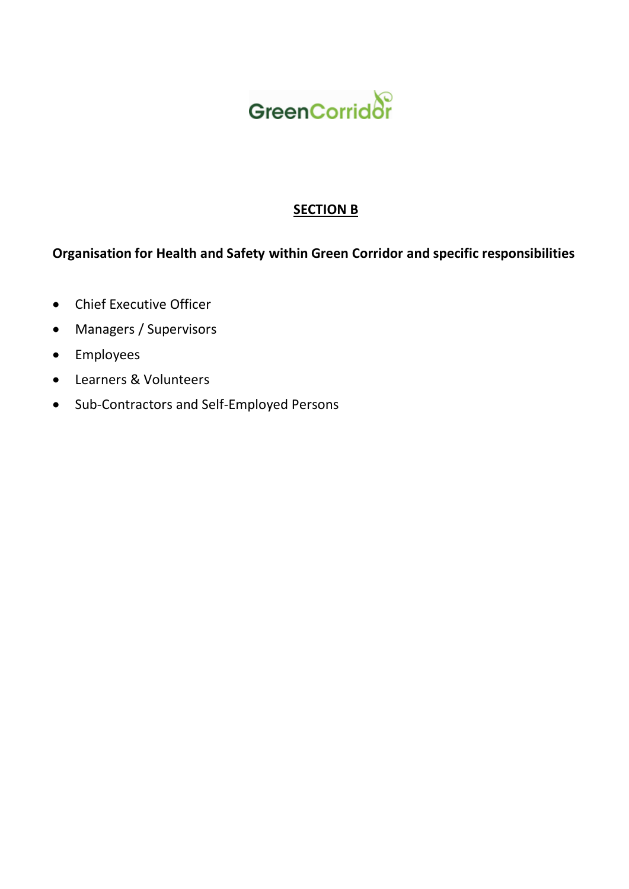## SECTION B

**Organisation for Health and Safety within Green Corridor and specific responsibilities**

- Chief Executive Officer
- Managers / Supervisors
- Employees
- Learners & Volunteers
- Sub-Contractors and Self-Employed Persons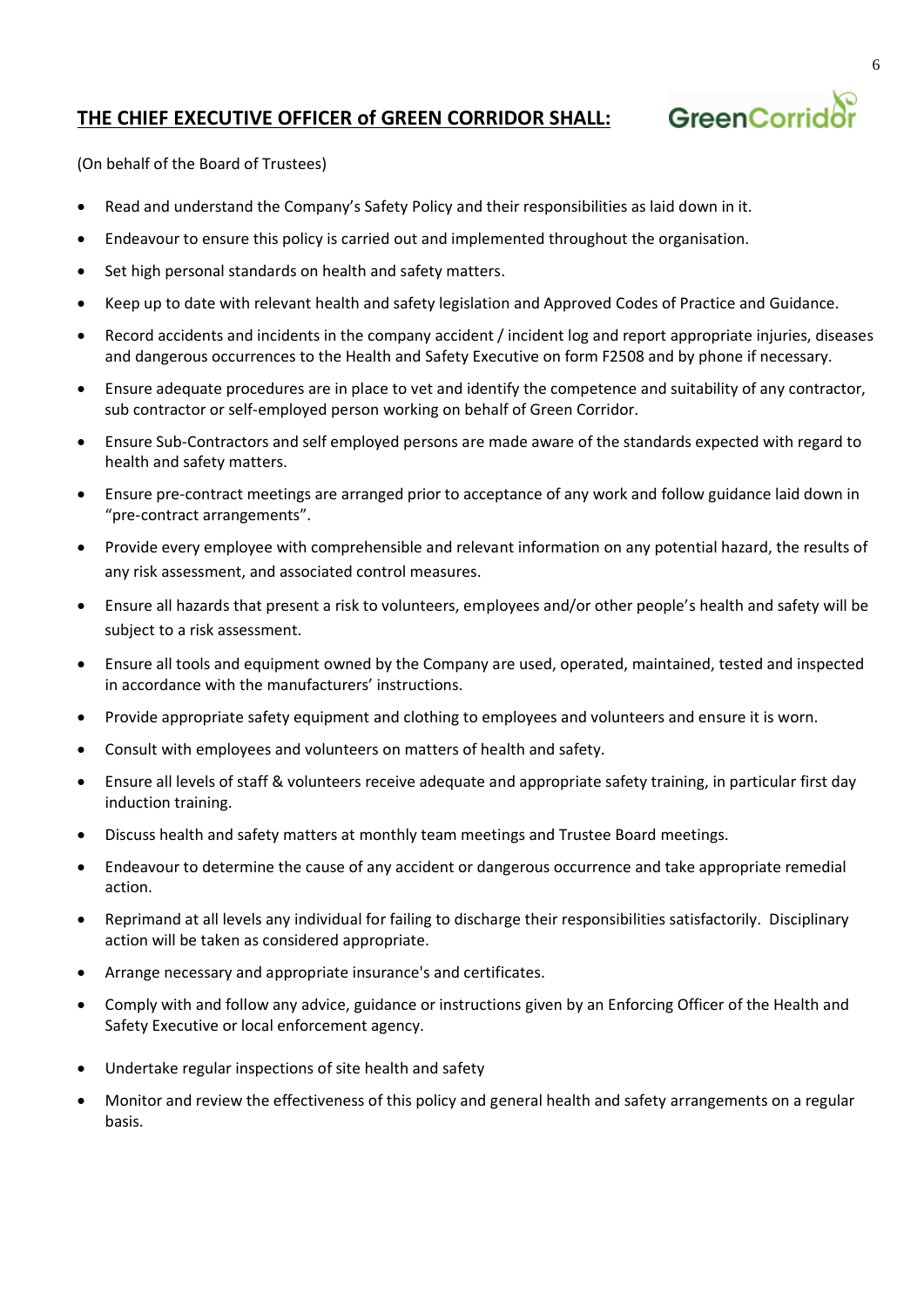## THE CHIEF EXECUTIVE OFFICER of GREEN CORRIDOR SHALL:

(On behalf of the Board of Trustees)

- Read and understand the Company's Safety Policy and their responsibilities as laid down in it.
- Endeavour to ensure this policy is carried out and implemented throughout the organisation.
- Set high personal standards on health and safety matters.
- Keep up to date with relevant health and safety legislation and Approved Codes of Practice and Guidance.
- Record accidents and incidents in the company accident / incident log and report appropriate injuries, diseases and dangerous occurrences to the Health and Safety Executive on form F2508 and by phone if necessary.
- Ensure adequate procedures are in place to vet and identify the competence and suitability of any contractor, sub contractor or self-employed person working on behalf of Green Corridor.
- Ensure Sub-Contractors and self employed persons are made aware of the standards expected with regard to health and safety matters.
- Ensure pre-contract meetings are arranged prior to acceptance of any work and follow guidance laid down in "pre-contract arrangements".
- Provide every employee with comprehensible and relevant information on any potential hazard, the results of any risk assessment, and associated control measures.
- Ensure all hazards that present a risk to volunteers, employees and/or other people's health and safety will be subject to a risk assessment.
- Ensure all tools and equipment owned by the Company are used, operated, maintained, tested and inspected in accordance with the manufacturers' instructions.
- Provide appropriate safety equipment and clothing to employees and volunteers and ensure it is worn.
- Consult with employees and volunteers on matters of health and safety.
- Ensure all levels of staff & volunteers receive adequate and appropriate safety training, in particular first day induction training.
- Discuss health and safety matters at monthly team meetings and Trustee Board meetings.
- Endeavour to determine the cause of any accident or dangerous occurrence and take appropriate remedial action.
- Reprimand at all levels any individual for failing to discharge their responsibilities satisfactorily. Disciplinary action will be taken as considered appropriate.
- Arrange necessary and appropriate insurance's and certificates.
- Comply with and follow any advice, guidance or instructions given by an Enforcing Officer of the Health and Safety Executive or local enforcement agency.
- Undertake regular inspections of site health and safety
- Monitor and review the effectiveness of this policy and general health and safety arrangements on a regular basis.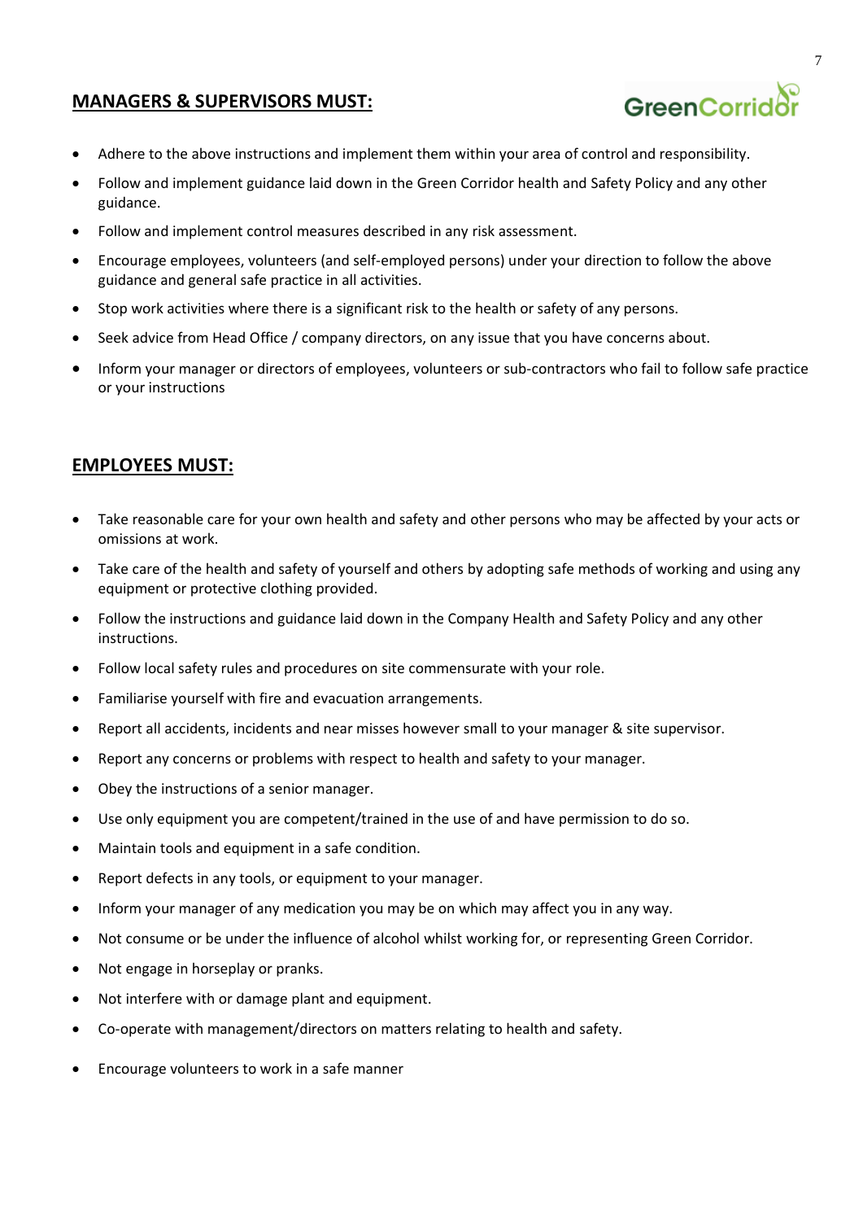## **MANAGERS & SUPERVISORS MUST:**

- Adhere to the above instructions and implement them within your area of control and responsibility.
- Follow and implement guidance laid down in the Green Corridor health and Safety Policy and any other guidance.
- Follow and implement control measures described in any risk assessment.
- Encourage employees, volunteers (and self-employed persons) under your direction to follow the above guidance and general safe practice in all activities.
- Stop work activities where there is a significant risk to the health or safety of any persons.
- Seek advice from Head Office / company directors, on any issue that you have concerns about.
- Inform your manager or directors of employees, volunteers or sub-contractors who fail to follow safe practice or your instructions

## **EMPLOYEES MUST:**

- Take reasonable care for your own health and safety and other persons who may be affected by your acts or omissions at work.
- Take care of the health and safety of yourself and others by adopting safe methods of working and using any equipment or protective clothing provided.
- Follow the instructions and guidance laid down in the Company Health and Safety Policy and any other instructions.
- Follow local safety rules and procedures on site commensurate with your role.
- Familiarise yourself with fire and evacuation arrangements.
- Report all accidents, incidents and near misses however small to your manager & site supervisor.
- Report any concerns or problems with respect to health and safety to your manager.
- Obey the instructions of a senior manager.
- Use only equipment you are competent/trained in the use of and have permission to do so.
- Maintain tools and equipment in a safe condition.
- Report defects in any tools, or equipment to your manager.
- Inform your manager of any medication you may be on which may affect you in any way.
- Not consume or be under the influence of alcohol whilst working for, or representing Green Corridor.
- Not engage in horseplay or pranks.
- Not interfere with or damage plant and equipment.
- Co-operate with management/directors on matters relating to health and safety.
- Encourage volunteers to work in a safe manner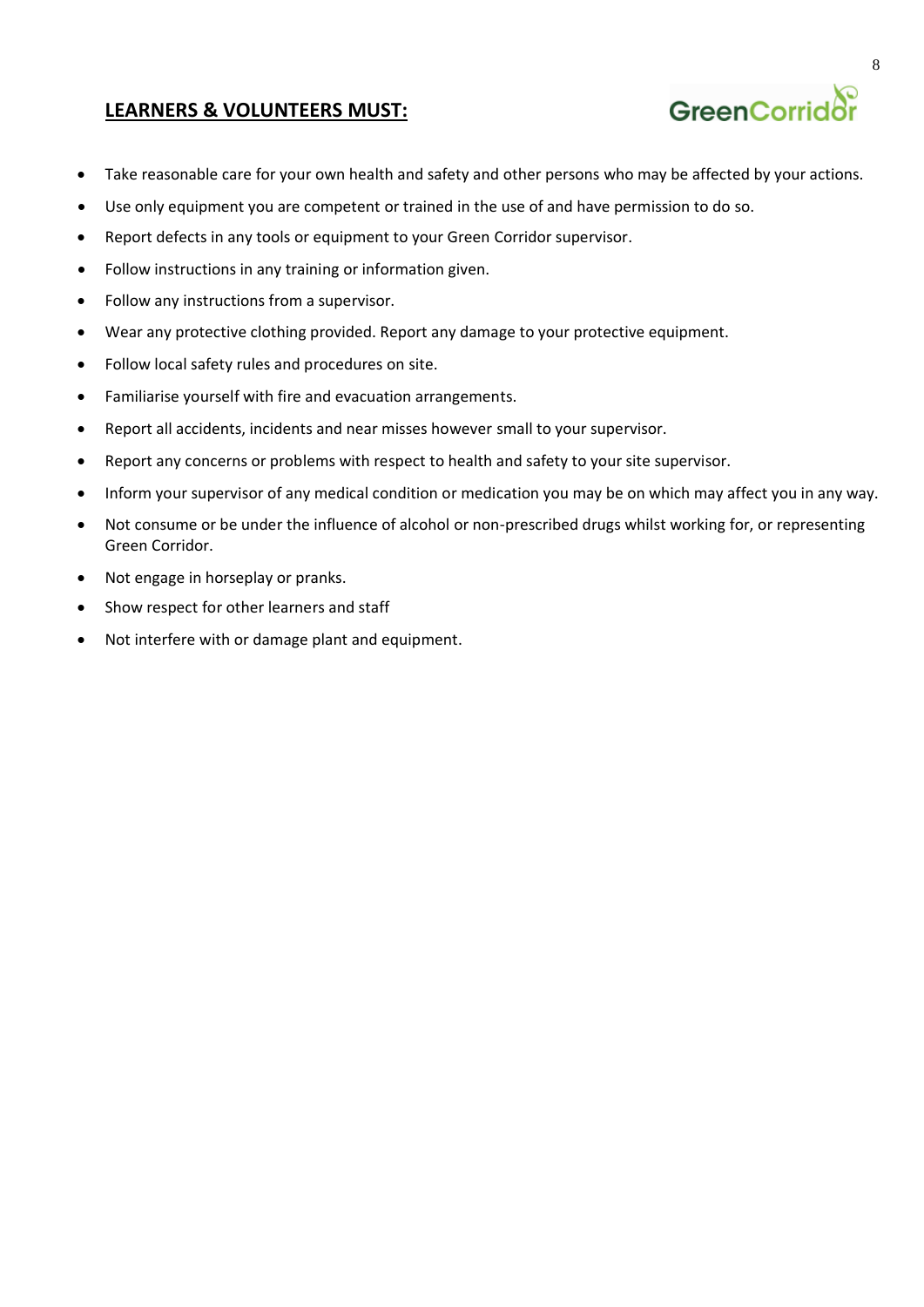## LEARNERS & VOLUNTEERS MUST:

- Take reasonable care for your own health and safety and other persons who may be affected by your actions.
- Use only equipment you are competent or trained in the use of and have permission to do so.
- Report defects in any tools or equipment to your Green Corridor supervisor.
- Follow instructions in any training or information given.
- Follow any instructions from a supervisor.
- Wear any protective clothing provided. Report any damage to your protective equipment.
- Follow local safety rules and procedures on site.
- Familiarise yourself with fire and evacuation arrangements.
- Report all accidents, incidents and near misses however small to your supervisor.
- Report any concerns or problems with respect to health and safety to your site supervisor.
- Inform your supervisor of any medical condition or medication you may be on which may affect you in any way.
- Not consume or be under the influence of alcohol or non-prescribed drugs whilst working for, or representing Green Corridor.
- Not engage in horseplay or pranks.
- Show respect for other learners and staff
- Not interfere with or damage plant and equipment.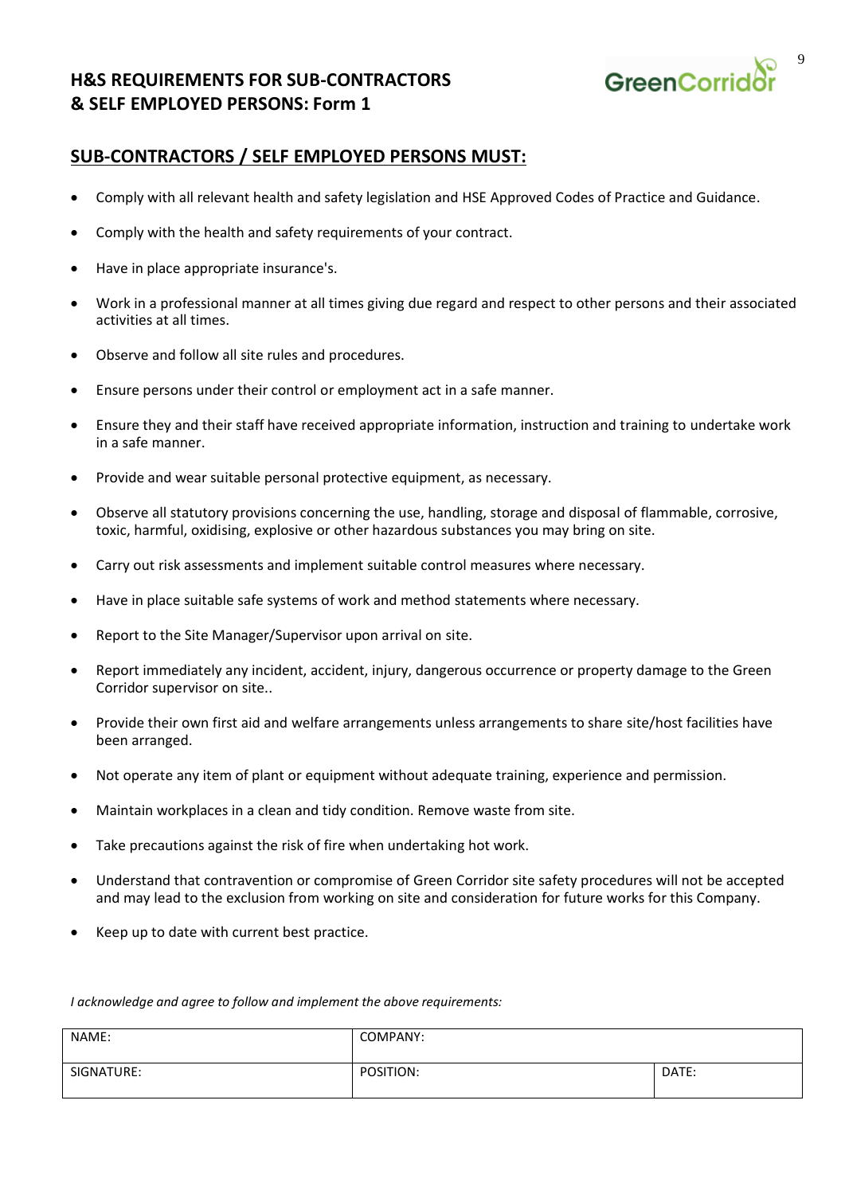# H&S REQUIREMENTS FOR SUB-CONTRACTORS & SELF EMPLOYED PERSONS: Form 1

## SUB-CONTRACTORS / SELF EMPLOYED PERSONS MUST:

- Comply with all relevant health and safety legislation and HSE Approved Codes of Practice and Guidance.
- Comply with the health and safety requirements of your contract.
- Have in place appropriate insurance's.
- Work in a professional manner at all times giving due regard and respect to other persons and their associated activities at all times.
- Observe and follow all site rules and procedures.
- Ensure persons under their control or employment act in a safe manner.
- Ensure they and their staff have received appropriate information, instruction and training to undertake work in a safe manner.
- Provide and wear suitable personal protective equipment, as necessary.
- Observe all statutory provisions concerning the use, handling, storage and disposal of flammable, corrosive, toxic, harmful, oxidising, explosive or other hazardous substances you may bring on site.
- Carry out risk assessments and implement suitable control measures where necessary.
- Have in place suitable safe systems of work and method statements where necessary.
- Report to the Site Manager/Supervisor upon arrival on site.
- Report immediately any incident, accident, injury, dangerous occurrence or property damage to the Green Corridor supervisor on site..
- Provide their own first aid and welfare arrangements unless arrangements to share site/host facilities have been arranged.
- Not operate any item of plant or equipment without adequate training, experience and permission.
- Maintain workplaces in a clean and tidy condition. Remove waste from site.
- Take precautions against the risk of fire when undertaking hot work.
- Understand that contravention or compromise of Green Corridor site safety procedures will not be accepted and may lead to the exclusion from working on site and consideration for future works for this Company.
- Keep up to date with current best practice.

*I acknowledge and agree to follow and implement the above requirements:*

| NAME: | COMPANY: | |
|---|---|---|
| SIGNATURE: | POSITION: | DATE: |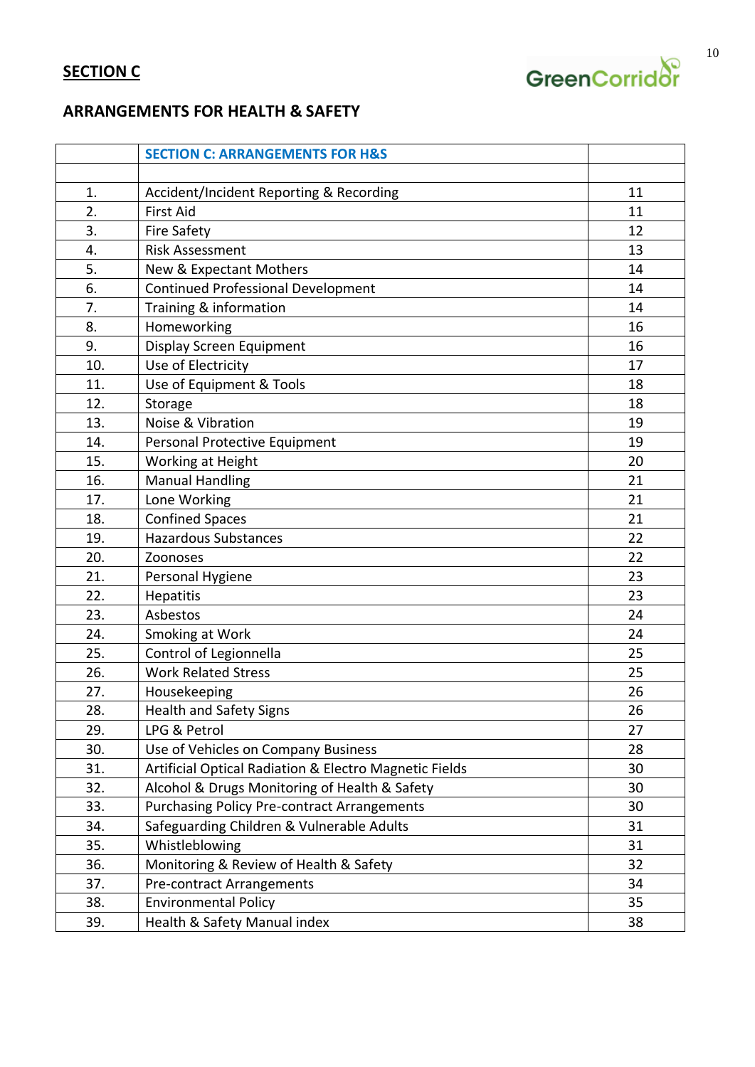## SECTION C

## ARRANGEMENTS FOR HEALTH & SAFETY

| | SECTION C: ARRANGEMENTS FOR H&S | |
|---|---|---|
| | | |
| 1. | Accident/Incident Reporting & Recording | 11 |
| 2. | First Aid | 11 |
| 3. | Fire Safety | 12 |
| 4. | Risk Assessment | 13 |
| 5. | New & Expectant Mothers | 14 |
| 6. | Continued Professional Development | 14 |
| 7. | Training & information | 14 |
| 8. | Homeworking | 16 |
| 9. | Display Screen Equipment | 16 |
| 10. | Use of Electricity | 17 |
| 11. | Use of Equipment & Tools | 18 |
| 12. | Storage | 18 |
| 13. | Noise & Vibration | 19 |
| 14. | Personal Protective Equipment | 19 |
| 15. | Working at Height | 20 |
| 16. | Manual Handling | 21 |
| 17. | Lone Working | 21 |
| 18. | Confined Spaces | 21 |
| 19. | Hazardous Substances | 22 |
| 20. | Zoonoses | 22 |
| 21. | Personal Hygiene | 23 |
| 22. | Hepatitis | 23 |
| 23. | Asbestos | 24 |
| 24. | Smoking at Work | 24 |
| 25. | Control of Legionnella | 25 |
| 26. | Work Related Stress | 25 |
| 27. | Housekeeping | 26 |
| 28. | Health and Safety Signs | 26 |
| 29. | LPG & Petrol | 27 |
| 30. | Use of Vehicles on Company Business | 28 |
| 31. | Artificial Optical Radiation & Electro Magnetic Fields | 30 |
| 32. | Alcohol & Drugs Monitoring of Health & Safety | 30 |
| 33. | Purchasing Policy Pre-contract Arrangements | 30 |
| 34. | Safeguarding Children & Vulnerable Adults | 31 |
| 35. | Whistleblowing | 31 |
| 36. | Monitoring & Review of Health & Safety | 32 |
| 37. | Pre-contract Arrangements | 34 |
| 38. | Environmental Policy | 35 |
| 39. | Health & Safety Manual index | 38 |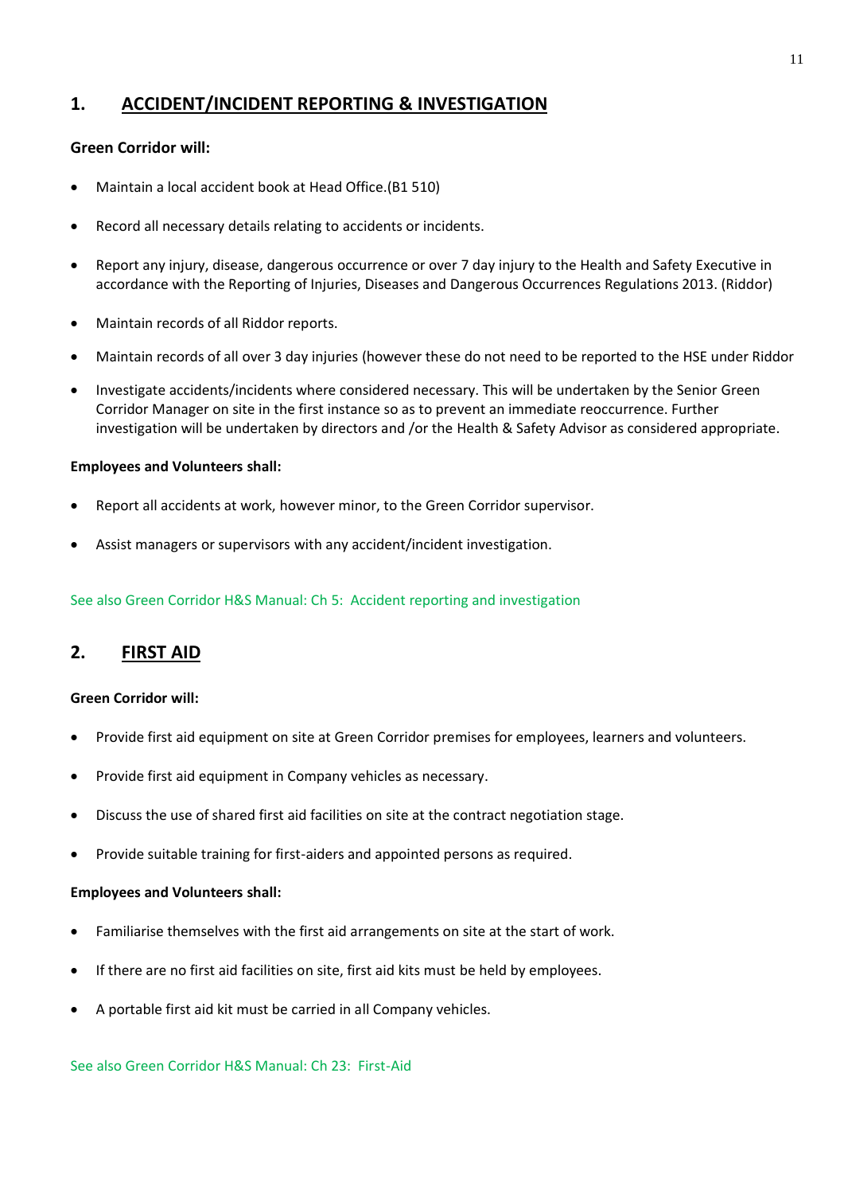## 1. ACCIDENT/INCIDENT REPORTING & INVESTIGATION

**Green Corridor will:**

- Maintain a local accident book at Head Office.(B1 510)
- Record all necessary details relating to accidents or incidents.
- Report any injury, disease, dangerous occurrence or over 7 day injury to the Health and Safety Executive in accordance with the Reporting of Injuries, Diseases and Dangerous Occurrences Regulations 2013. (Riddor)
- Maintain records of all Riddor reports.
- Maintain records of all over 3 day injuries (however these do not need to be reported to the HSE under Riddor
- Investigate accidents/incidents where considered necessary. This will be undertaken by the Senior Green Corridor Manager on site in the first instance so as to prevent an immediate reoccurrence. Further investigation will be undertaken by directors and /or the Health & Safety Advisor as considered appropriate.

**Employees and Volunteers shall:**

- Report all accidents at work, however minor, to the Green Corridor supervisor.
- Assist managers or supervisors with any accident/incident investigation.

See also Green Corridor H&S Manual: Ch 5: Accident reporting and investigation

## 2. FIRST AID

**Green Corridor will:**

- Provide first aid equipment on site at Green Corridor premises for employees, learners and volunteers.
- Provide first aid equipment in Company vehicles as necessary.
- Discuss the use of shared first aid facilities on site at the contract negotiation stage.
- Provide suitable training for first-aiders and appointed persons as required.

**Employees and Volunteers shall:**

- Familiarise themselves with the first aid arrangements on site at the start of work.
- If there are no first aid facilities on site, first aid kits must be held by employees.
- A portable first aid kit must be carried in all Company vehicles.

See also Green Corridor H&S Manual: Ch 23: First-Aid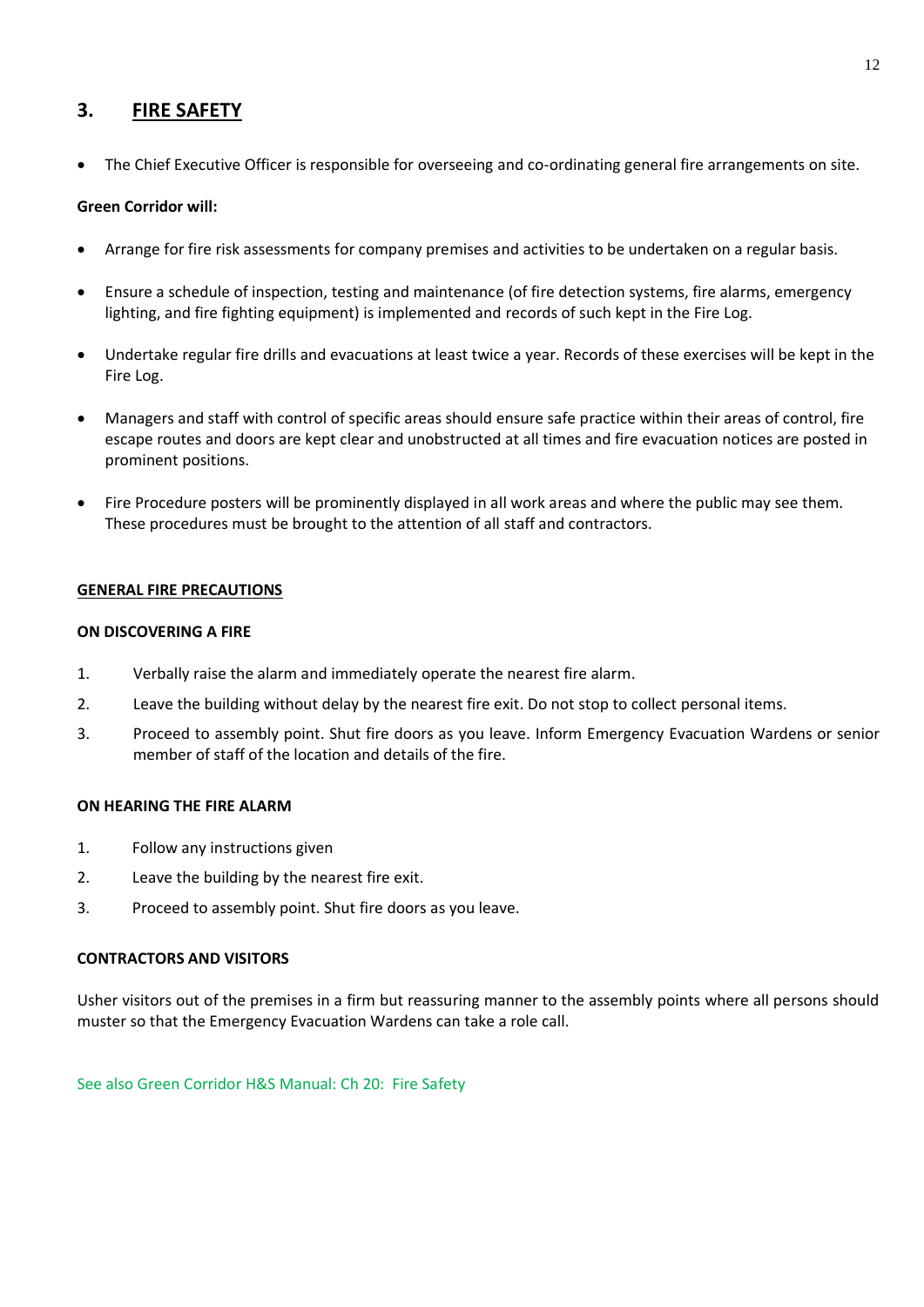## 3. FIRE SAFETY

- The Chief Executive Officer is responsible for overseeing and co-ordinating general fire arrangements on site.

**Green Corridor will:**

- Arrange for fire risk assessments for company premises and activities to be undertaken on a regular basis.
- Ensure a schedule of inspection, testing and maintenance (of fire detection systems, fire alarms, emergency lighting, and fire fighting equipment) is implemented and records of such kept in the Fire Log.
- Undertake regular fire drills and evacuations at least twice a year. Records of these exercises will be kept in the Fire Log.
- Managers and staff with control of specific areas should ensure safe practice within their areas of control, fire escape routes and doors are kept clear and unobstructed at all times and fire evacuation notices are posted in prominent positions.
- Fire Procedure posters will be prominently displayed in all work areas and where the public may see them. These procedures must be brought to the attention of all staff and contractors.

### GENERAL FIRE PRECAUTIONS

#### ON DISCOVERING A FIRE

1. Verbally raise the alarm and immediately operate the nearest fire alarm.
2. Leave the building without delay by the nearest fire exit. Do not stop to collect personal items.
3. Proceed to assembly point. Shut fire doors as you leave. Inform Emergency Evacuation Wardens or senior member of staff of the location and details of the fire.

#### ON HEARING THE FIRE ALARM

1. Follow any instructions given
2. Leave the building by the nearest fire exit.
3. Proceed to assembly point. Shut fire doors as you leave.

#### CONTRACTORS AND VISITORS

Usher visitors out of the premises in a firm but reassuring manner to the assembly points where all persons should muster so that the Emergency Evacuation Wardens can take a role call.

See also Green Corridor H&S Manual: Ch 20: Fire Safety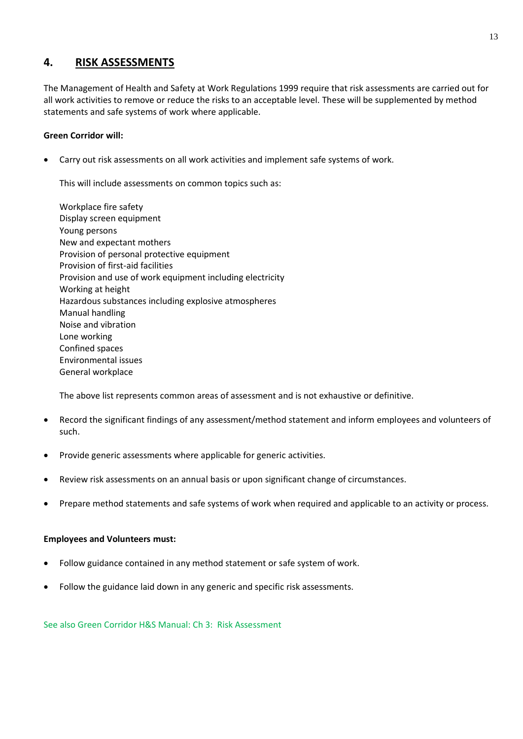## 4. RISK ASSESSMENTS

The Management of Health and Safety at Work Regulations 1999 require that risk assessments are carried out for all work activities to remove or reduce the risks to an acceptable level. These will be supplemented by method statements and safe systems of work where applicable.

**Green Corridor will:**

- Carry out risk assessments on all work activities and implement safe systems of work.

  This will include assessments on common topics such as:

  Workplace fire safety
  Display screen equipment
  Young persons
  New and expectant mothers
  Provision of personal protective equipment
  Provision of first-aid facilities
  Provision and use of work equipment including electricity
  Working at height
  Hazardous substances including explosive atmospheres
  Manual handling
  Noise and vibration
  Lone working
  Confined spaces
  Environmental issues
  General workplace

  The above list represents common areas of assessment and is not exhaustive or definitive.

- Record the significant findings of any assessment/method statement and inform employees and volunteers of such.
- Provide generic assessments where applicable for generic activities.
- Review risk assessments on an annual basis or upon significant change of circumstances.
- Prepare method statements and safe systems of work when required and applicable to an activity or process.

**Employees and Volunteers must:**

- Follow guidance contained in any method statement or safe system of work.
- Follow the guidance laid down in any generic and specific risk assessments.

See also Green Corridor H&S Manual: Ch 3: Risk Assessment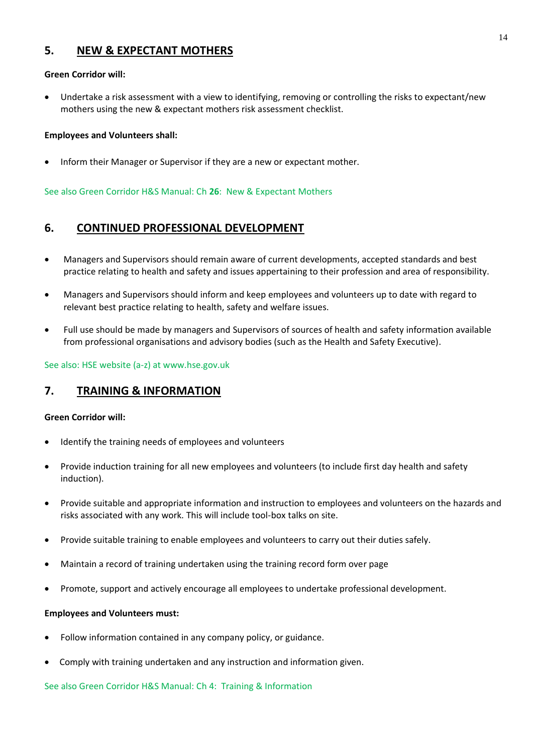## 5. NEW & EXPECTANT MOTHERS

**Green Corridor will:**

- Undertake a risk assessment with a view to identifying, removing or controlling the risks to expectant/new mothers using the new & expectant mothers risk assessment checklist.

**Employees and Volunteers shall:**

- Inform their Manager or Supervisor if they are a new or expectant mother.

See also Green Corridor H&S Manual: Ch **26**: New & Expectant Mothers

## 6. CONTINUED PROFESSIONAL DEVELOPMENT

- Managers and Supervisors should remain aware of current developments, accepted standards and best practice relating to health and safety and issues appertaining to their profession and area of responsibility.
- Managers and Supervisors should inform and keep employees and volunteers up to date with regard to relevant best practice relating to health, safety and welfare issues.
- Full use should be made by managers and Supervisors of sources of health and safety information available from professional organisations and advisory bodies (such as the Health and Safety Executive).

See also: HSE website (a-z) at www.hse.gov.uk

## 7. TRAINING & INFORMATION

**Green Corridor will:**

- Identify the training needs of employees and volunteers
- Provide induction training for all new employees and volunteers (to include first day health and safety induction).
- Provide suitable and appropriate information and instruction to employees and volunteers on the hazards and risks associated with any work. This will include tool-box talks on site.
- Provide suitable training to enable employees and volunteers to carry out their duties safely.
- Maintain a record of training undertaken using the training record form over page
- Promote, support and actively encourage all employees to undertake professional development.

**Employees and Volunteers must:**

- Follow information contained in any company policy, or guidance.
- Comply with training undertaken and any instruction and information given.

See also Green Corridor H&S Manual: Ch 4: Training & Information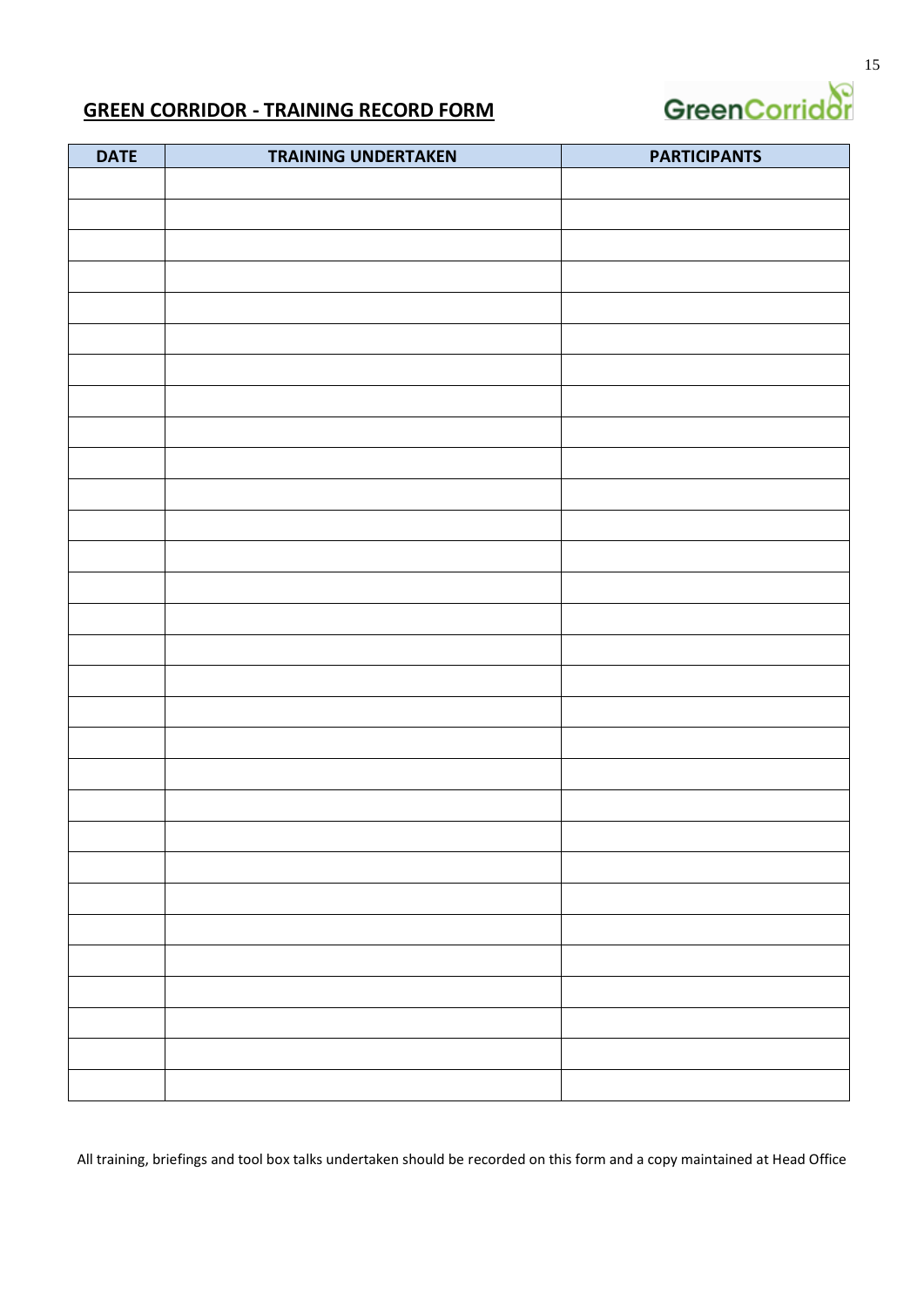## GREEN CORRIDOR - TRAINING RECORD FORM

| DATE | TRAINING UNDERTAKEN | PARTICIPANTS |
|---|---|---|
| | | |
| | | |
| | | |
| | | |
| | | |
| | | |
| | | |
| | | |
| | | |
| | | |
| | | |
| | | |
| | | |
| | | |
| | | |
| | | |
| | | |
| | | |
| | | |
| | | |
| | | |
| | | |
| | | |
| | | |
| | | |
| | | |
| | | |
| | | |
| | | |
| | | |

All training, briefings and tool box talks undertaken should be recorded on this form and a copy maintained at Head Office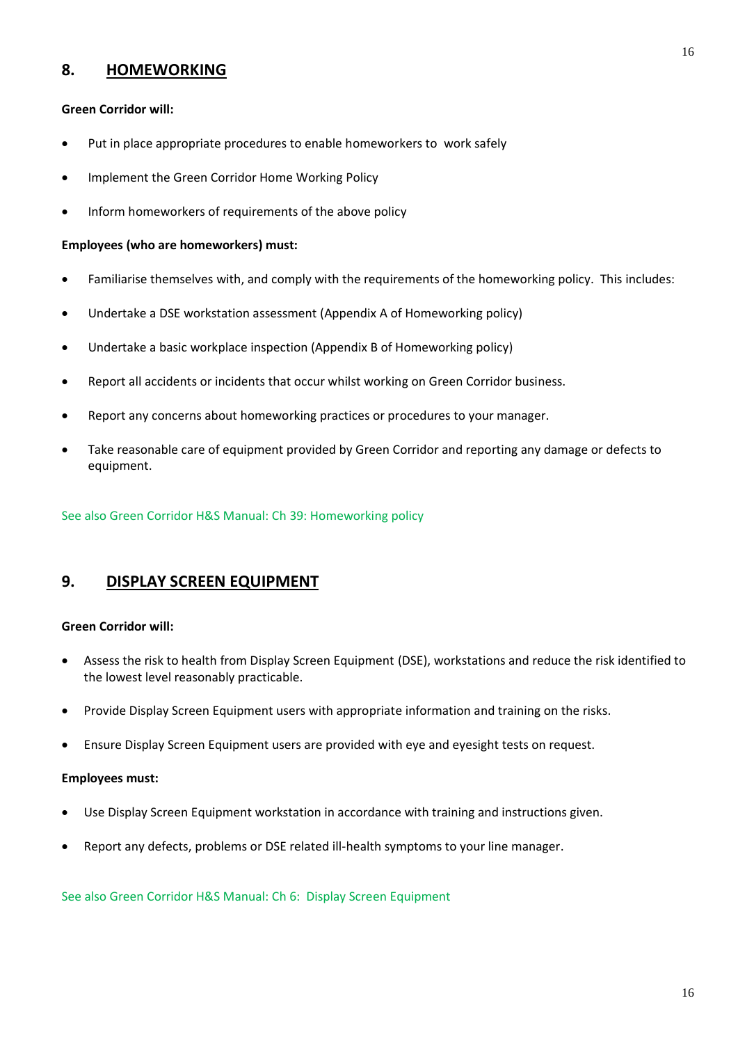## 8. HOMEWORKING

**Green Corridor will:**

- Put in place appropriate procedures to enable homeworkers to work safely
- Implement the Green Corridor Home Working Policy
- Inform homeworkers of requirements of the above policy

**Employees (who are homeworkers) must:**

- Familiarise themselves with, and comply with the requirements of the homeworking policy. This includes:
- Undertake a DSE workstation assessment (Appendix A of Homeworking policy)
- Undertake a basic workplace inspection (Appendix B of Homeworking policy)
- Report all accidents or incidents that occur whilst working on Green Corridor business.
- Report any concerns about homeworking practices or procedures to your manager.
- Take reasonable care of equipment provided by Green Corridor and reporting any damage or defects to equipment.

See also Green Corridor H&S Manual: Ch 39: Homeworking policy

## 9. DISPLAY SCREEN EQUIPMENT

**Green Corridor will:**

- Assess the risk to health from Display Screen Equipment (DSE), workstations and reduce the risk identified to the lowest level reasonably practicable.
- Provide Display Screen Equipment users with appropriate information and training on the risks.
- Ensure Display Screen Equipment users are provided with eye and eyesight tests on request.

**Employees must:**

- Use Display Screen Equipment workstation in accordance with training and instructions given.
- Report any defects, problems or DSE related ill-health symptoms to your line manager.

See also Green Corridor H&S Manual: Ch 6: Display Screen Equipment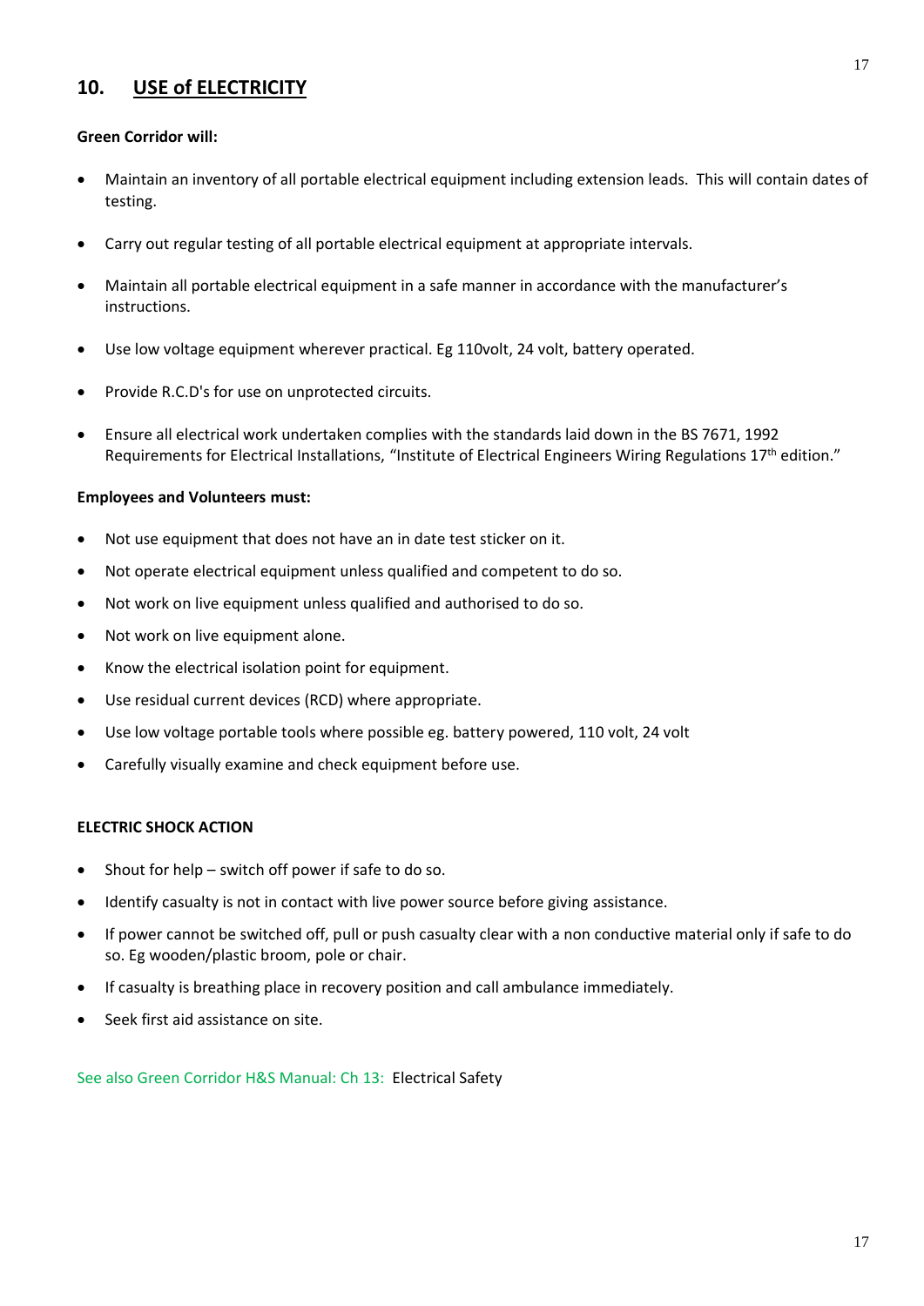## 10. USE of ELECTRICITY

**Green Corridor will:**

- Maintain an inventory of all portable electrical equipment including extension leads. This will contain dates of testing.
- Carry out regular testing of all portable electrical equipment at appropriate intervals.
- Maintain all portable electrical equipment in a safe manner in accordance with the manufacturer's instructions.
- Use low voltage equipment wherever practical. Eg 110volt, 24 volt, battery operated.
- Provide R.C.D's for use on unprotected circuits.
- Ensure all electrical work undertaken complies with the standards laid down in the BS 7671, 1992 Requirements for Electrical Installations, "Institute of Electrical Engineers Wiring Regulations 17th edition."

**Employees and Volunteers must:**

- Not use equipment that does not have an in date test sticker on it.
- Not operate electrical equipment unless qualified and competent to do so.
- Not work on live equipment unless qualified and authorised to do so.
- Not work on live equipment alone.
- Know the electrical isolation point for equipment.
- Use residual current devices (RCD) where appropriate.
- Use low voltage portable tools where possible eg. battery powered, 110 volt, 24 volt
- Carefully visually examine and check equipment before use.

**ELECTRIC SHOCK ACTION**

- Shout for help – switch off power if safe to do so.
- Identify casualty is not in contact with live power source before giving assistance.
- If power cannot be switched off, pull or push casualty clear with a non conductive material only if safe to do so. Eg wooden/plastic broom, pole or chair.
- If casualty is breathing place in recovery position and call ambulance immediately.
- Seek first aid assistance on site.

See also Green Corridor H&S Manual: Ch 13: Electrical Safety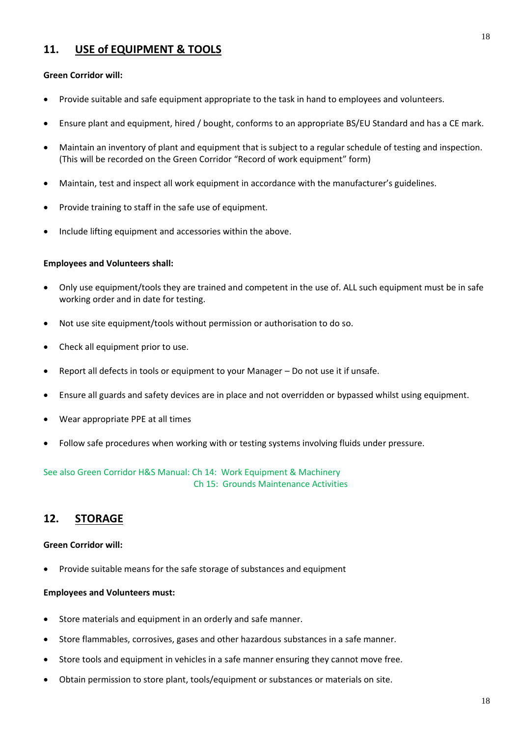## 11. USE of EQUIPMENT & TOOLS

**Green Corridor will:**

- Provide suitable and safe equipment appropriate to the task in hand to employees and volunteers.
- Ensure plant and equipment, hired / bought, conforms to an appropriate BS/EU Standard and has a CE mark.
- Maintain an inventory of plant and equipment that is subject to a regular schedule of testing and inspection. (This will be recorded on the Green Corridor "Record of work equipment" form)
- Maintain, test and inspect all work equipment in accordance with the manufacturer's guidelines.
- Provide training to staff in the safe use of equipment.
- Include lifting equipment and accessories within the above.

**Employees and Volunteers shall:**

- Only use equipment/tools they are trained and competent in the use of. ALL such equipment must be in safe working order and in date for testing.
- Not use site equipment/tools without permission or authorisation to do so.
- Check all equipment prior to use.
- Report all defects in tools or equipment to your Manager – Do not use it if unsafe.
- Ensure all guards and safety devices are in place and not overridden or bypassed whilst using equipment.
- Wear appropriate PPE at all times
- Follow safe procedures when working with or testing systems involving fluids under pressure.

See also Green Corridor H&S Manual: Ch 14: Work Equipment & Machinery
Ch 15: Grounds Maintenance Activities

## 12. STORAGE

**Green Corridor will:**

- Provide suitable means for the safe storage of substances and equipment

**Employees and Volunteers must:**

- Store materials and equipment in an orderly and safe manner.
- Store flammables, corrosives, gases and other hazardous substances in a safe manner.
- Store tools and equipment in vehicles in a safe manner ensuring they cannot move free.
- Obtain permission to store plant, tools/equipment or substances or materials on site.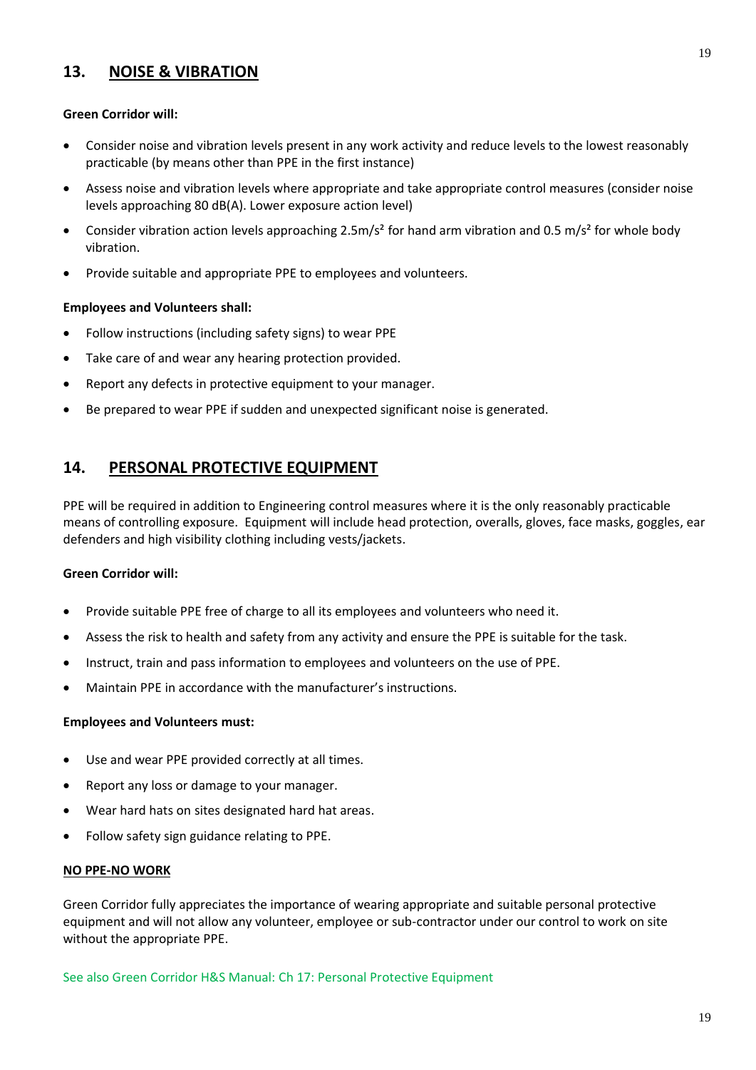## 13. NOISE & VIBRATION

**Green Corridor will:**

- Consider noise and vibration levels present in any work activity and reduce levels to the lowest reasonably practicable (by means other than PPE in the first instance)
- Assess noise and vibration levels where appropriate and take appropriate control measures (consider noise levels approaching 80 dB(A). Lower exposure action level)
- Consider vibration action levels approaching 2.5m/s² for hand arm vibration and 0.5 m/s² for whole body vibration.
- Provide suitable and appropriate PPE to employees and volunteers.

**Employees and Volunteers shall:**

- Follow instructions (including safety signs) to wear PPE
- Take care of and wear any hearing protection provided.
- Report any defects in protective equipment to your manager.
- Be prepared to wear PPE if sudden and unexpected significant noise is generated.

## 14. PERSONAL PROTECTIVE EQUIPMENT

PPE will be required in addition to Engineering control measures where it is the only reasonably practicable means of controlling exposure. Equipment will include head protection, overalls, gloves, face masks, goggles, ear defenders and high visibility clothing including vests/jackets.

**Green Corridor will:**

- Provide suitable PPE free of charge to all its employees and volunteers who need it.
- Assess the risk to health and safety from any activity and ensure the PPE is suitable for the task.
- Instruct, train and pass information to employees and volunteers on the use of PPE.
- Maintain PPE in accordance with the manufacturer's instructions.

**Employees and Volunteers must:**

- Use and wear PPE provided correctly at all times.
- Report any loss or damage to your manager.
- Wear hard hats on sites designated hard hat areas.
- Follow safety sign guidance relating to PPE.

**NO PPE-NO WORK**

Green Corridor fully appreciates the importance of wearing appropriate and suitable personal protective equipment and will not allow any volunteer, employee or sub-contractor under our control to work on site without the appropriate PPE.

See also Green Corridor H&S Manual: Ch 17: Personal Protective Equipment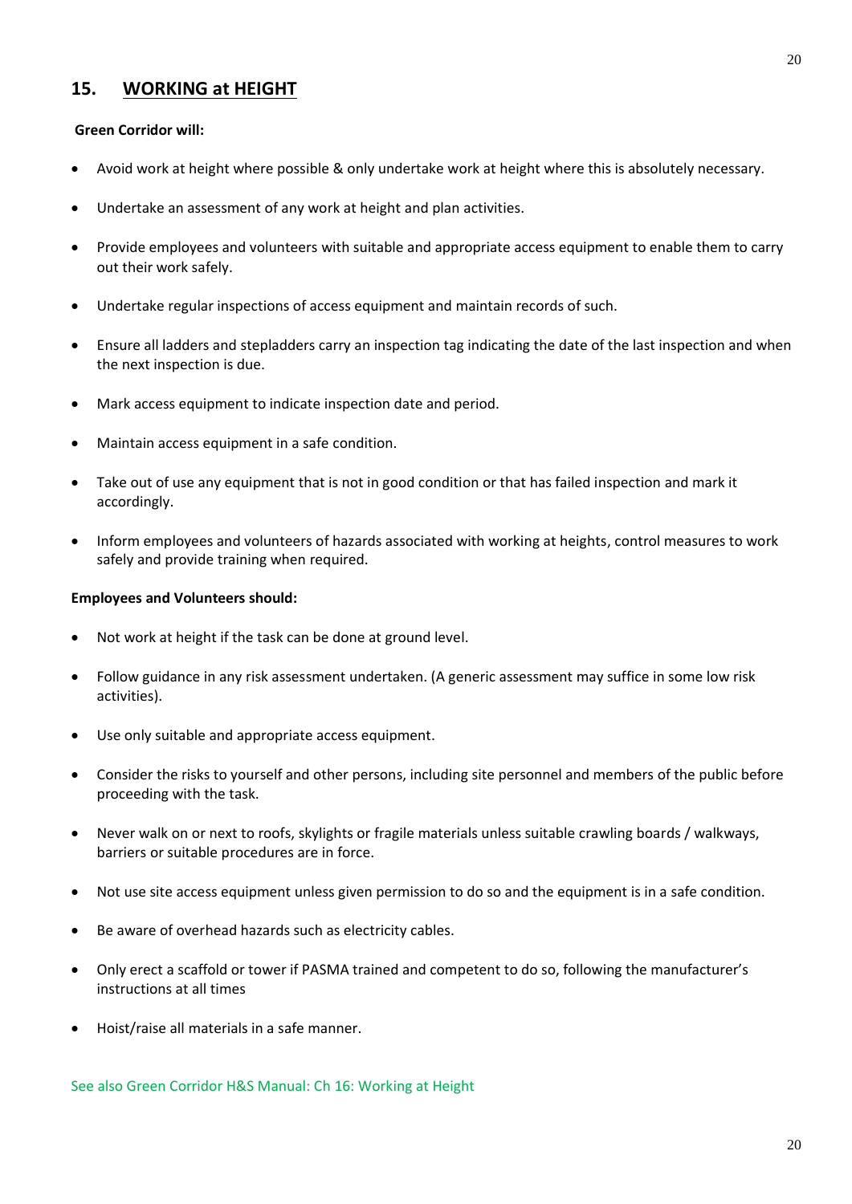## 15. WORKING at HEIGHT

**Green Corridor will:**

- Avoid work at height where possible & only undertake work at height where this is absolutely necessary.
- Undertake an assessment of any work at height and plan activities.
- Provide employees and volunteers with suitable and appropriate access equipment to enable them to carry out their work safely.
- Undertake regular inspections of access equipment and maintain records of such.
- Ensure all ladders and stepladders carry an inspection tag indicating the date of the last inspection and when the next inspection is due.
- Mark access equipment to indicate inspection date and period.
- Maintain access equipment in a safe condition.
- Take out of use any equipment that is not in good condition or that has failed inspection and mark it accordingly.
- Inform employees and volunteers of hazards associated with working at heights, control measures to work safely and provide training when required.

**Employees and Volunteers should:**

- Not work at height if the task can be done at ground level.
- Follow guidance in any risk assessment undertaken. (A generic assessment may suffice in some low risk activities).
- Use only suitable and appropriate access equipment.
- Consider the risks to yourself and other persons, including site personnel and members of the public before proceeding with the task.
- Never walk on or next to roofs, skylights or fragile materials unless suitable crawling boards / walkways, barriers or suitable procedures are in force.
- Not use site access equipment unless given permission to do so and the equipment is in a safe condition.
- Be aware of overhead hazards such as electricity cables.
- Only erect a scaffold or tower if PASMA trained and competent to do so, following the manufacturer's instructions at all times
- Hoist/raise all materials in a safe manner.

See also Green Corridor H&S Manual: Ch 16: Working at Height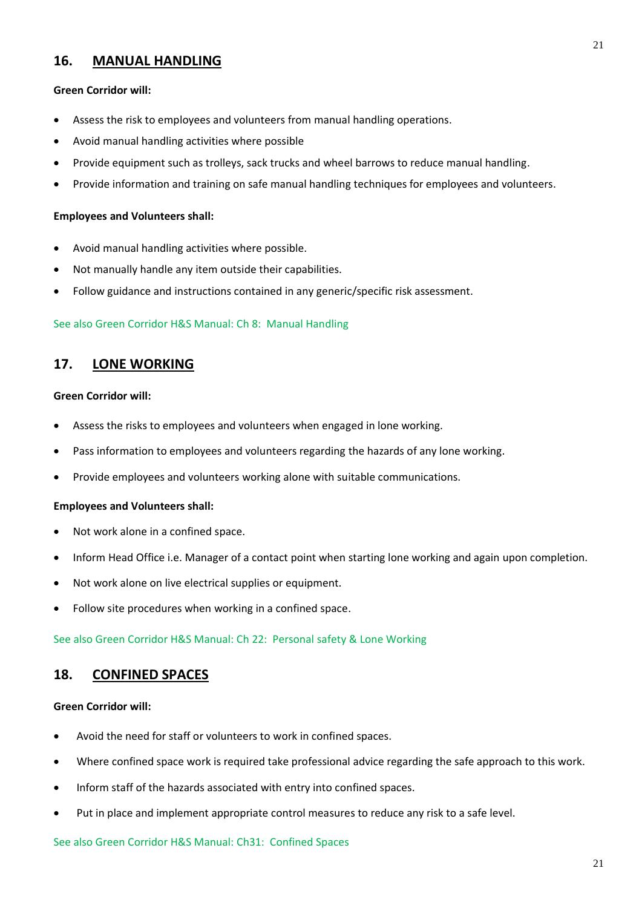## 16. MANUAL HANDLING

**Green Corridor will:**

- Assess the risk to employees and volunteers from manual handling operations.
- Avoid manual handling activities where possible
- Provide equipment such as trolleys, sack trucks and wheel barrows to reduce manual handling.
- Provide information and training on safe manual handling techniques for employees and volunteers.

**Employees and Volunteers shall:**

- Avoid manual handling activities where possible.
- Not manually handle any item outside their capabilities.
- Follow guidance and instructions contained in any generic/specific risk assessment.

See also Green Corridor H&S Manual: Ch 8: Manual Handling

## 17. LONE WORKING

**Green Corridor will:**

- Assess the risks to employees and volunteers when engaged in lone working.
- Pass information to employees and volunteers regarding the hazards of any lone working.
- Provide employees and volunteers working alone with suitable communications.

**Employees and Volunteers shall:**

- Not work alone in a confined space.
- Inform Head Office i.e. Manager of a contact point when starting lone working and again upon completion.
- Not work alone on live electrical supplies or equipment.
- Follow site procedures when working in a confined space.

See also Green Corridor H&S Manual: Ch 22: Personal safety & Lone Working

## 18. CONFINED SPACES

**Green Corridor will:**

- Avoid the need for staff or volunteers to work in confined spaces.
- Where confined space work is required take professional advice regarding the safe approach to this work.
- Inform staff of the hazards associated with entry into confined spaces.
- Put in place and implement appropriate control measures to reduce any risk to a safe level.

See also Green Corridor H&S Manual: Ch31: Confined Spaces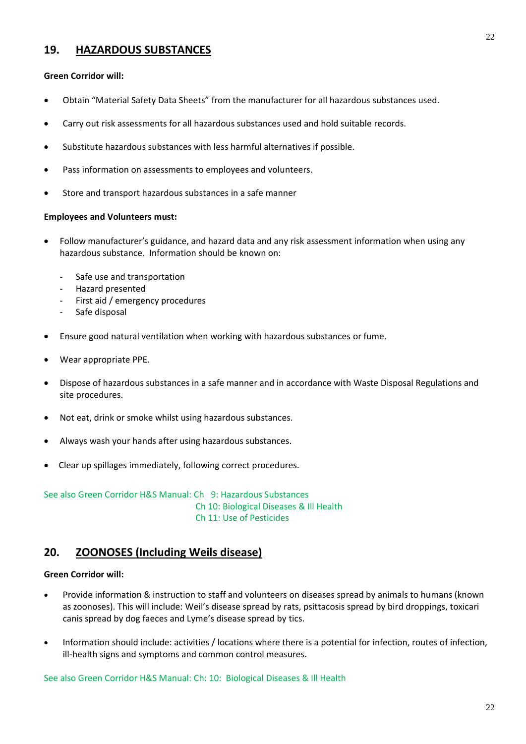## 19. HAZARDOUS SUBSTANCES

**Green Corridor will:**

- Obtain "Material Safety Data Sheets" from the manufacturer for all hazardous substances used.
- Carry out risk assessments for all hazardous substances used and hold suitable records.
- Substitute hazardous substances with less harmful alternatives if possible.
- Pass information on assessments to employees and volunteers.
- Store and transport hazardous substances in a safe manner

**Employees and Volunteers must:**

- Follow manufacturer's guidance, and hazard data and any risk assessment information when using any hazardous substance. Information should be known on:
  - Safe use and transportation
  - Hazard presented
  - First aid / emergency procedures
  - Safe disposal
- Ensure good natural ventilation when working with hazardous substances or fume.
- Wear appropriate PPE.
- Dispose of hazardous substances in a safe manner and in accordance with Waste Disposal Regulations and site procedures.
- Not eat, drink or smoke whilst using hazardous substances.
- Always wash your hands after using hazardous substances.
- Clear up spillages immediately, following correct procedures.

See also Green Corridor H&S Manual: Ch 9: Hazardous Substances
Ch 10: Biological Diseases & Ill Health
Ch 11: Use of Pesticides

## 20. ZOONOSES (Including Weils disease)

**Green Corridor will:**

- Provide information & instruction to staff and volunteers on diseases spread by animals to humans (known as zoonoses). This will include: Weil's disease spread by rats, psittacosis spread by bird droppings, toxicari canis spread by dog faeces and Lyme's disease spread by tics.
- Information should include: activities / locations where there is a potential for infection, routes of infection, ill-health signs and symptoms and common control measures.

See also Green Corridor H&S Manual: Ch: 10: Biological Diseases & Ill Health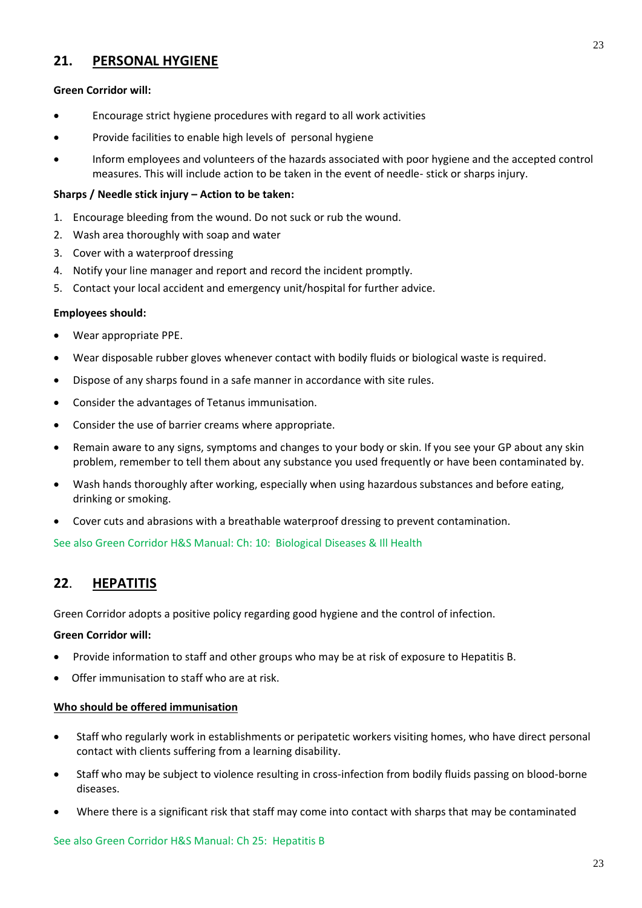## 21. PERSONAL HYGIENE

**Green Corridor will:**

- Encourage strict hygiene procedures with regard to all work activities
- Provide facilities to enable high levels of personal hygiene
- Inform employees and volunteers of the hazards associated with poor hygiene and the accepted control measures. This will include action to be taken in the event of needle- stick or sharps injury.

**Sharps / Needle stick injury – Action to be taken:**

1. Encourage bleeding from the wound. Do not suck or rub the wound.
2. Wash area thoroughly with soap and water
3. Cover with a waterproof dressing
4. Notify your line manager and report and record the incident promptly.
5. Contact your local accident and emergency unit/hospital for further advice.

**Employees should:**

- Wear appropriate PPE.
- Wear disposable rubber gloves whenever contact with bodily fluids or biological waste is required.
- Dispose of any sharps found in a safe manner in accordance with site rules.
- Consider the advantages of Tetanus immunisation.
- Consider the use of barrier creams where appropriate.
- Remain aware to any signs, symptoms and changes to your body or skin. If you see your GP about any skin problem, remember to tell them about any substance you used frequently or have been contaminated by.
- Wash hands thoroughly after working, especially when using hazardous substances and before eating, drinking or smoking.
- Cover cuts and abrasions with a breathable waterproof dressing to prevent contamination.

See also Green Corridor H&S Manual: Ch: 10: Biological Diseases & Ill Health

## 22. HEPATITIS

Green Corridor adopts a positive policy regarding good hygiene and the control of infection.

**Green Corridor will:**

- Provide information to staff and other groups who may be at risk of exposure to Hepatitis B.
- Offer immunisation to staff who are at risk.

**Who should be offered immunisation**

- Staff who regularly work in establishments or peripatetic workers visiting homes, who have direct personal contact with clients suffering from a learning disability.
- Staff who may be subject to violence resulting in cross-infection from bodily fluids passing on blood-borne diseases.
- Where there is a significant risk that staff may come into contact with sharps that may be contaminated

See also Green Corridor H&S Manual: Ch 25: Hepatitis B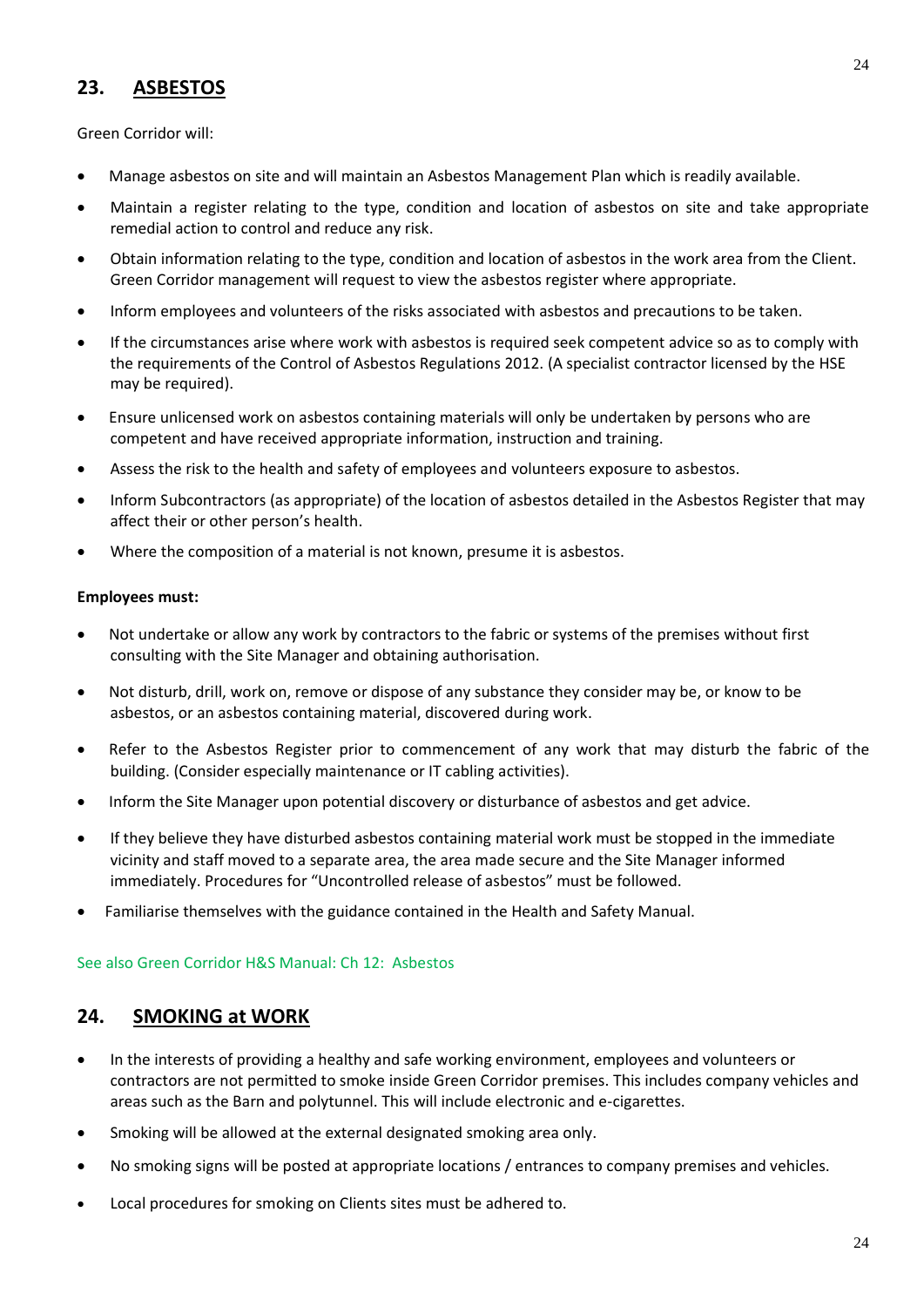## 23. ASBESTOS

Green Corridor will:

- Manage asbestos on site and will maintain an Asbestos Management Plan which is readily available.
- Maintain a register relating to the type, condition and location of asbestos on site and take appropriate remedial action to control and reduce any risk.
- Obtain information relating to the type, condition and location of asbestos in the work area from the Client. Green Corridor management will request to view the asbestos register where appropriate.
- Inform employees and volunteers of the risks associated with asbestos and precautions to be taken.
- If the circumstances arise where work with asbestos is required seek competent advice so as to comply with the requirements of the Control of Asbestos Regulations 2012. (A specialist contractor licensed by the HSE may be required).
- Ensure unlicensed work on asbestos containing materials will only be undertaken by persons who are competent and have received appropriate information, instruction and training.
- Assess the risk to the health and safety of employees and volunteers exposure to asbestos.
- Inform Subcontractors (as appropriate) of the location of asbestos detailed in the Asbestos Register that may affect their or other person's health.
- Where the composition of a material is not known, presume it is asbestos.

**Employees must:**

- Not undertake or allow any work by contractors to the fabric or systems of the premises without first consulting with the Site Manager and obtaining authorisation.
- Not disturb, drill, work on, remove or dispose of any substance they consider may be, or know to be asbestos, or an asbestos containing material, discovered during work.
- Refer to the Asbestos Register prior to commencement of any work that may disturb the fabric of the building. (Consider especially maintenance or IT cabling activities).
- Inform the Site Manager upon potential discovery or disturbance of asbestos and get advice.
- If they believe they have disturbed asbestos containing material work must be stopped in the immediate vicinity and staff moved to a separate area, the area made secure and the Site Manager informed immediately. Procedures for "Uncontrolled release of asbestos" must be followed.
- Familiarise themselves with the guidance contained in the Health and Safety Manual.

See also Green Corridor H&S Manual: Ch 12: Asbestos

## 24. SMOKING at WORK

- In the interests of providing a healthy and safe working environment, employees and volunteers or contractors are not permitted to smoke inside Green Corridor premises. This includes company vehicles and areas such as the Barn and polytunnel. This will include electronic and e-cigarettes.
- Smoking will be allowed at the external designated smoking area only.
- No smoking signs will be posted at appropriate locations / entrances to company premises and vehicles.
- Local procedures for smoking on Clients sites must be adhered to.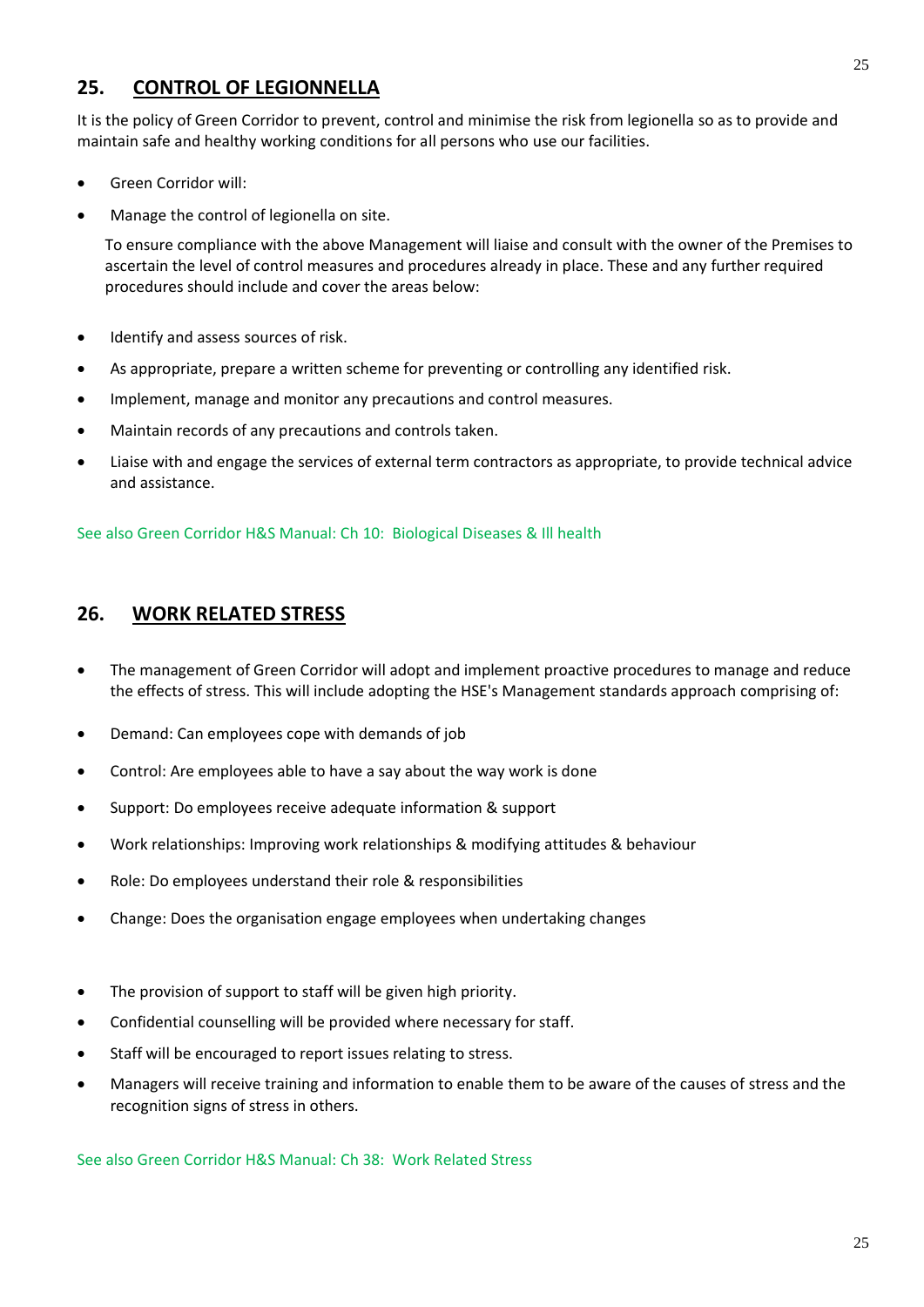## 25. CONTROL OF LEGIONNELLA

It is the policy of Green Corridor to prevent, control and minimise the risk from legionella so as to provide and maintain safe and healthy working conditions for all persons who use our facilities.

- Green Corridor will:
- Manage the control of legionella on site.

  To ensure compliance with the above Management will liaise and consult with the owner of the Premises to ascertain the level of control measures and procedures already in place. These and any further required procedures should include and cover the areas below:

- Identify and assess sources of risk.
- As appropriate, prepare a written scheme for preventing or controlling any identified risk.
- Implement, manage and monitor any precautions and control measures.
- Maintain records of any precautions and controls taken.
- Liaise with and engage the services of external term contractors as appropriate, to provide technical advice and assistance.

See also Green Corridor H&S Manual: Ch 10: Biological Diseases & Ill health

## 26. WORK RELATED STRESS

- The management of Green Corridor will adopt and implement proactive procedures to manage and reduce the effects of stress. This will include adopting the HSE's Management standards approach comprising of:
- Demand: Can employees cope with demands of job
- Control: Are employees able to have a say about the way work is done
- Support: Do employees receive adequate information & support
- Work relationships: Improving work relationships & modifying attitudes & behaviour
- Role: Do employees understand their role & responsibilities
- Change: Does the organisation engage employees when undertaking changes

- The provision of support to staff will be given high priority.
- Confidential counselling will be provided where necessary for staff.
- Staff will be encouraged to report issues relating to stress.
- Managers will receive training and information to enable them to be aware of the causes of stress and the recognition signs of stress in others.

See also Green Corridor H&S Manual: Ch 38: Work Related Stress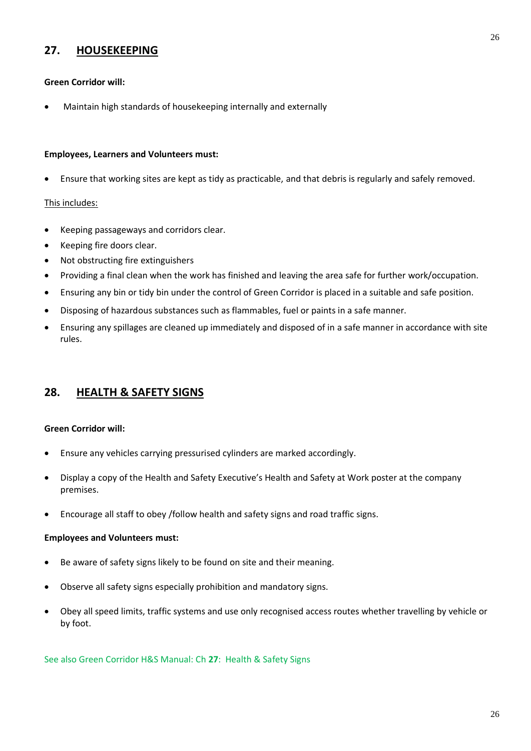## 27. HOUSEKEEPING

**Green Corridor will:**

- Maintain high standards of housekeeping internally and externally

**Employees, Learners and Volunteers must:**

- Ensure that working sites are kept as tidy as practicable, and that debris is regularly and safely removed.

This includes:

- Keeping passageways and corridors clear.
- Keeping fire doors clear.
- Not obstructing fire extinguishers
- Providing a final clean when the work has finished and leaving the area safe for further work/occupation.
- Ensuring any bin or tidy bin under the control of Green Corridor is placed in a suitable and safe position.
- Disposing of hazardous substances such as flammables, fuel or paints in a safe manner.
- Ensuring any spillages are cleaned up immediately and disposed of in a safe manner in accordance with site rules.

## 28. HEALTH & SAFETY SIGNS

**Green Corridor will:**

- Ensure any vehicles carrying pressurised cylinders are marked accordingly.
- Display a copy of the Health and Safety Executive's Health and Safety at Work poster at the company premises.
- Encourage all staff to obey /follow health and safety signs and road traffic signs.

**Employees and Volunteers must:**

- Be aware of safety signs likely to be found on site and their meaning.
- Observe all safety signs especially prohibition and mandatory signs.
- Obey all speed limits, traffic systems and use only recognised access routes whether travelling by vehicle or by foot.

See also Green Corridor H&S Manual: Ch **27**: Health & Safety Signs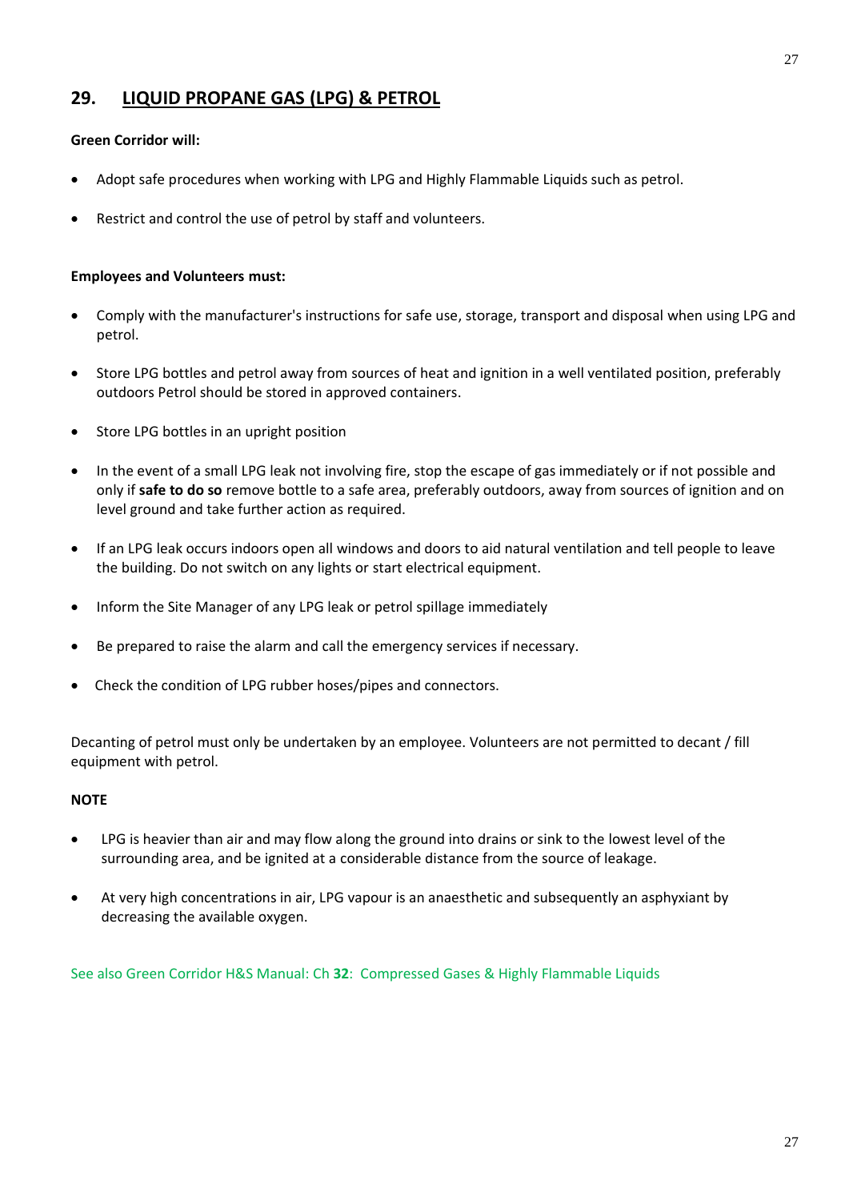## 29. LIQUID PROPANE GAS (LPG) & PETROL

**Green Corridor will:**

- Adopt safe procedures when working with LPG and Highly Flammable Liquids such as petrol.
- Restrict and control the use of petrol by staff and volunteers.

**Employees and Volunteers must:**

- Comply with the manufacturer's instructions for safe use, storage, transport and disposal when using LPG and petrol.
- Store LPG bottles and petrol away from sources of heat and ignition in a well ventilated position, preferably outdoors Petrol should be stored in approved containers.
- Store LPG bottles in an upright position
- In the event of a small LPG leak not involving fire, stop the escape of gas immediately or if not possible and only if **safe to do so** remove bottle to a safe area, preferably outdoors, away from sources of ignition and on level ground and take further action as required.
- If an LPG leak occurs indoors open all windows and doors to aid natural ventilation and tell people to leave the building. Do not switch on any lights or start electrical equipment.
- Inform the Site Manager of any LPG leak or petrol spillage immediately
- Be prepared to raise the alarm and call the emergency services if necessary.
- Check the condition of LPG rubber hoses/pipes and connectors.

Decanting of petrol must only be undertaken by an employee. Volunteers are not permitted to decant / fill equipment with petrol.

**NOTE**

- LPG is heavier than air and may flow along the ground into drains or sink to the lowest level of the surrounding area, and be ignited at a considerable distance from the source of leakage.
- At very high concentrations in air, LPG vapour is an anaesthetic and subsequently an asphyxiant by decreasing the available oxygen.

See also Green Corridor H&S Manual: Ch **32**: Compressed Gases & Highly Flammable Liquids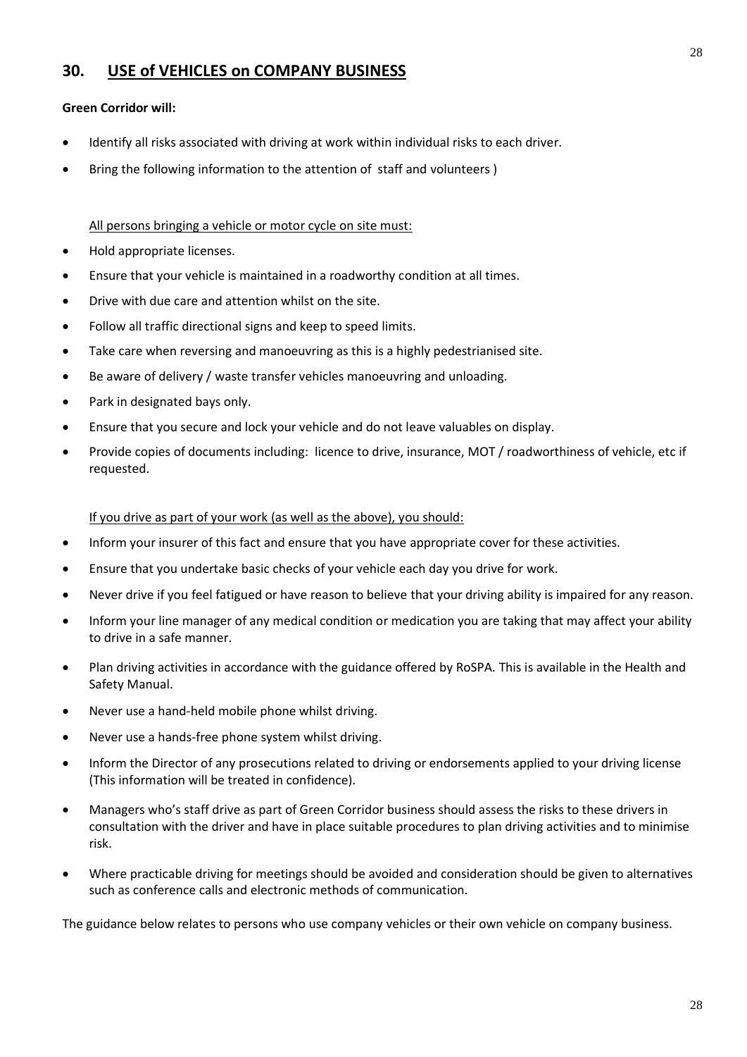## 30. USE of VEHICLES on COMPANY BUSINESS

**Green Corridor will:**

- Identify all risks associated with driving at work within individual risks to each driver.
- Bring the following information to the attention of staff and volunteers )

All persons bringing a vehicle or motor cycle on site must:

- Hold appropriate licenses.
- Ensure that your vehicle is maintained in a roadworthy condition at all times.
- Drive with due care and attention whilst on the site.
- Follow all traffic directional signs and keep to speed limits.
- Take care when reversing and manoeuvring as this is a highly pedestrianised site.
- Be aware of delivery / waste transfer vehicles manoeuvring and unloading.
- Park in designated bays only.
- Ensure that you secure and lock your vehicle and do not leave valuables on display.
- Provide copies of documents including: licence to drive, insurance, MOT / roadworthiness of vehicle, etc if requested.

If you drive as part of your work (as well as the above), you should:

- Inform your insurer of this fact and ensure that you have appropriate cover for these activities.
- Ensure that you undertake basic checks of your vehicle each day you drive for work.
- Never drive if you feel fatigued or have reason to believe that your driving ability is impaired for any reason.
- Inform your line manager of any medical condition or medication you are taking that may affect your ability to drive in a safe manner.
- Plan driving activities in accordance with the guidance offered by RoSPA. This is available in the Health and Safety Manual.
- Never use a hand-held mobile phone whilst driving.
- Never use a hands-free phone system whilst driving.
- Inform the Director of any prosecutions related to driving or endorsements applied to your driving license (This information will be treated in confidence).
- Managers who's staff drive as part of Green Corridor business should assess the risks to these drivers in consultation with the driver and have in place suitable procedures to plan driving activities and to minimise risk.
- Where practicable driving for meetings should be avoided and consideration should be given to alternatives such as conference calls and electronic methods of communication.

The guidance below relates to persons who use company vehicles or their own vehicle on company business.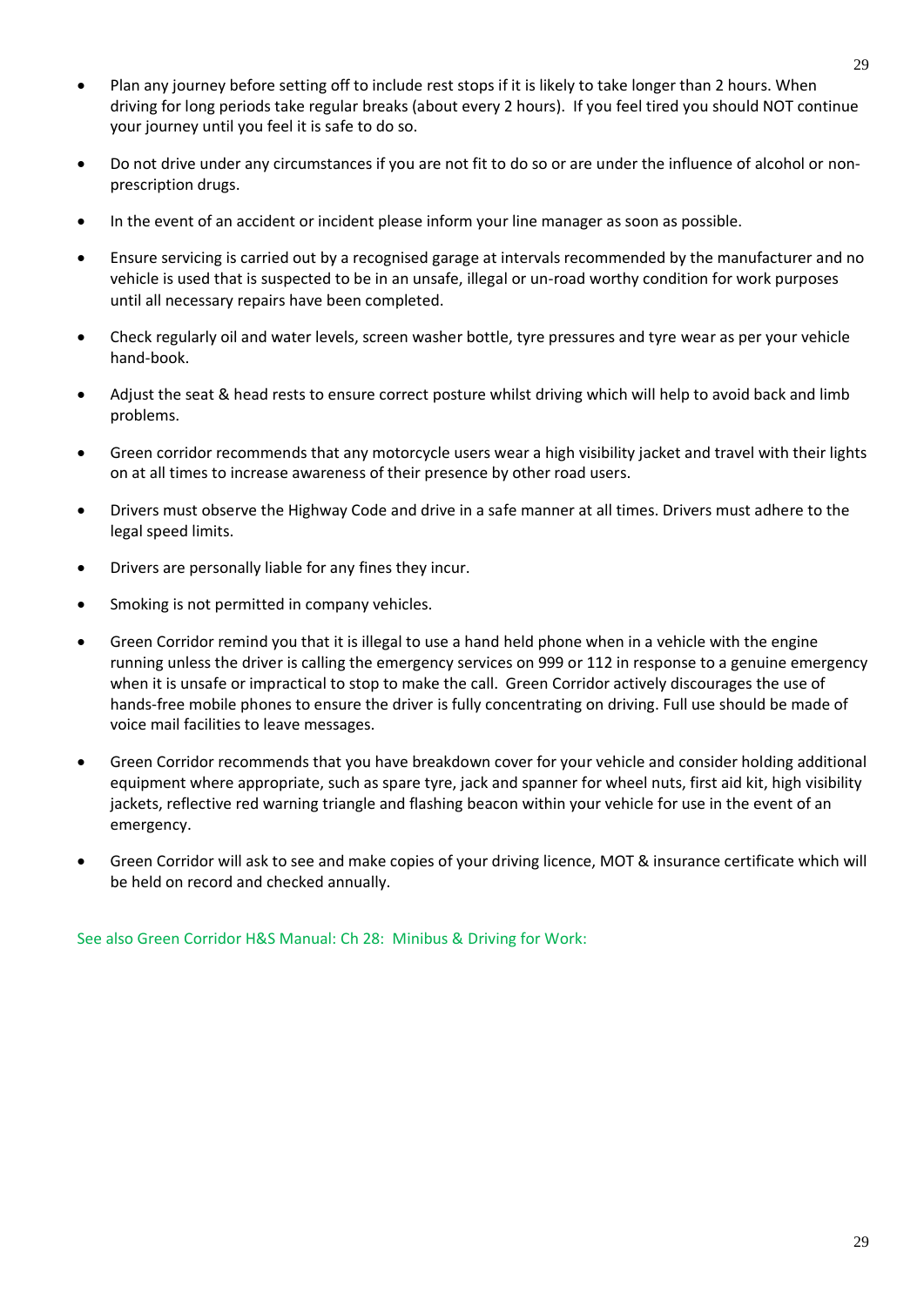- Plan any journey before setting off to include rest stops if it is likely to take longer than 2 hours. When driving for long periods take regular breaks (about every 2 hours). If you feel tired you should NOT continue your journey until you feel it is safe to do so.

- Do not drive under any circumstances if you are not fit to do so or are under the influence of alcohol or non-prescription drugs.

- In the event of an accident or incident please inform your line manager as soon as possible.

- Ensure servicing is carried out by a recognised garage at intervals recommended by the manufacturer and no vehicle is used that is suspected to be in an unsafe, illegal or un-road worthy condition for work purposes until all necessary repairs have been completed.

- Check regularly oil and water levels, screen washer bottle, tyre pressures and tyre wear as per your vehicle hand-book.

- Adjust the seat & head rests to ensure correct posture whilst driving which will help to avoid back and limb problems.

- Green corridor recommends that any motorcycle users wear a high visibility jacket and travel with their lights on at all times to increase awareness of their presence by other road users.

- Drivers must observe the Highway Code and drive in a safe manner at all times. Drivers must adhere to the legal speed limits.

- Drivers are personally liable for any fines they incur.

- Smoking is not permitted in company vehicles.

- Green Corridor remind you that it is illegal to use a hand held phone when in a vehicle with the engine running unless the driver is calling the emergency services on 999 or 112 in response to a genuine emergency when it is unsafe or impractical to stop to make the call. Green Corridor actively discourages the use of hands-free mobile phones to ensure the driver is fully concentrating on driving. Full use should be made of voice mail facilities to leave messages.

- Green Corridor recommends that you have breakdown cover for your vehicle and consider holding additional equipment where appropriate, such as spare tyre, jack and spanner for wheel nuts, first aid kit, high visibility jackets, reflective red warning triangle and flashing beacon within your vehicle for use in the event of an emergency.

- Green Corridor will ask to see and make copies of your driving licence, MOT & insurance certificate which will be held on record and checked annually.

See also Green Corridor H&S Manual: Ch 28: Minibus & Driving for Work: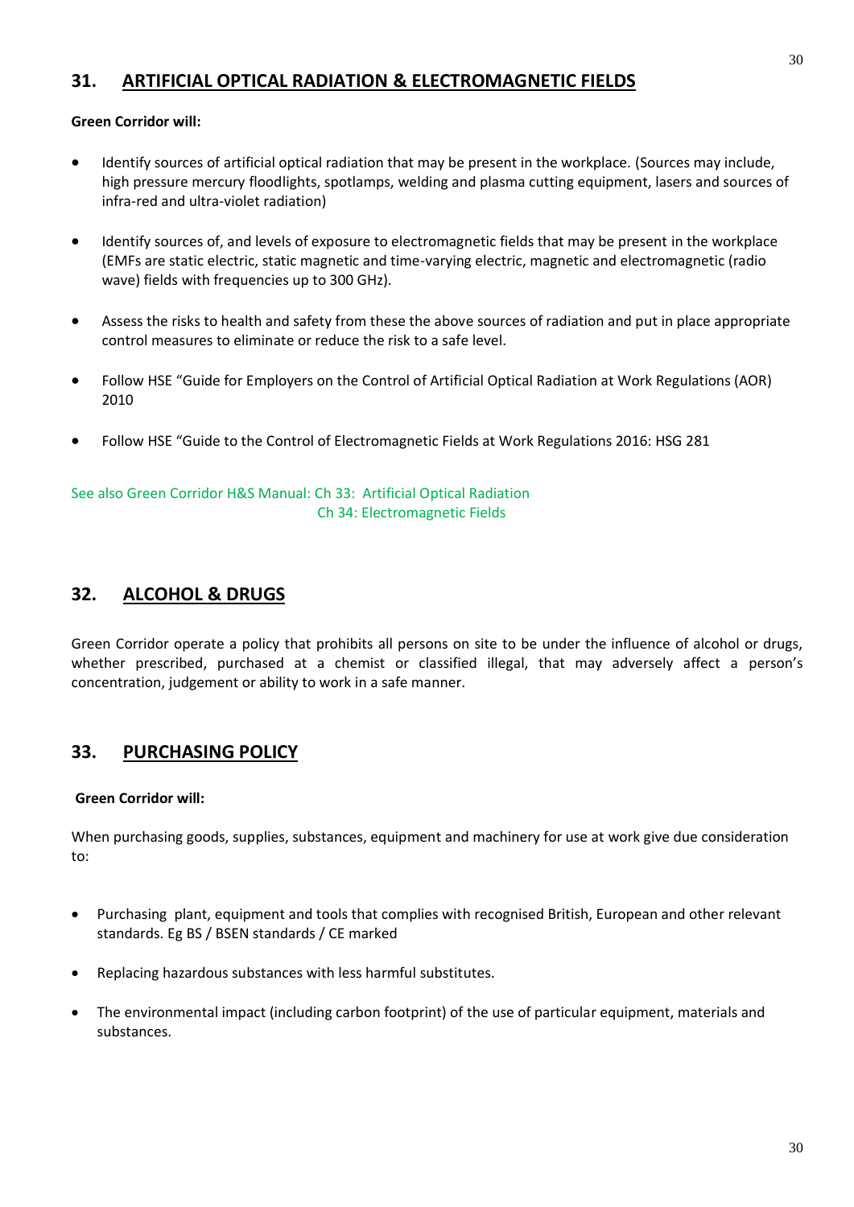## 31. ARTIFICIAL OPTICAL RADIATION & ELECTROMAGNETIC FIELDS

**Green Corridor will:**

- Identify sources of artificial optical radiation that may be present in the workplace. (Sources may include, high pressure mercury floodlights, spotlamps, welding and plasma cutting equipment, lasers and sources of infra-red and ultra-violet radiation)
- Identify sources of, and levels of exposure to electromagnetic fields that may be present in the workplace (EMFs are static electric, static magnetic and time-varying electric, magnetic and electromagnetic (radio wave) fields with frequencies up to 300 GHz).
- Assess the risks to health and safety from these the above sources of radiation and put in place appropriate control measures to eliminate or reduce the risk to a safe level.
- Follow HSE "Guide for Employers on the Control of Artificial Optical Radiation at Work Regulations (AOR) 2010
- Follow HSE "Guide to the Control of Electromagnetic Fields at Work Regulations 2016: HSG 281

See also Green Corridor H&S Manual: Ch 33: Artificial Optical Radiation
Ch 34: Electromagnetic Fields

## 32. ALCOHOL & DRUGS

Green Corridor operate a policy that prohibits all persons on site to be under the influence of alcohol or drugs, whether prescribed, purchased at a chemist or classified illegal, that may adversely affect a person's concentration, judgement or ability to work in a safe manner.

## 33. PURCHASING POLICY

**Green Corridor will:**

When purchasing goods, supplies, substances, equipment and machinery for use at work give due consideration to:

- Purchasing plant, equipment and tools that complies with recognised British, European and other relevant standards. Eg BS / BSEN standards / CE marked
- Replacing hazardous substances with less harmful substitutes.
- The environmental impact (including carbon footprint) of the use of particular equipment, materials and substances.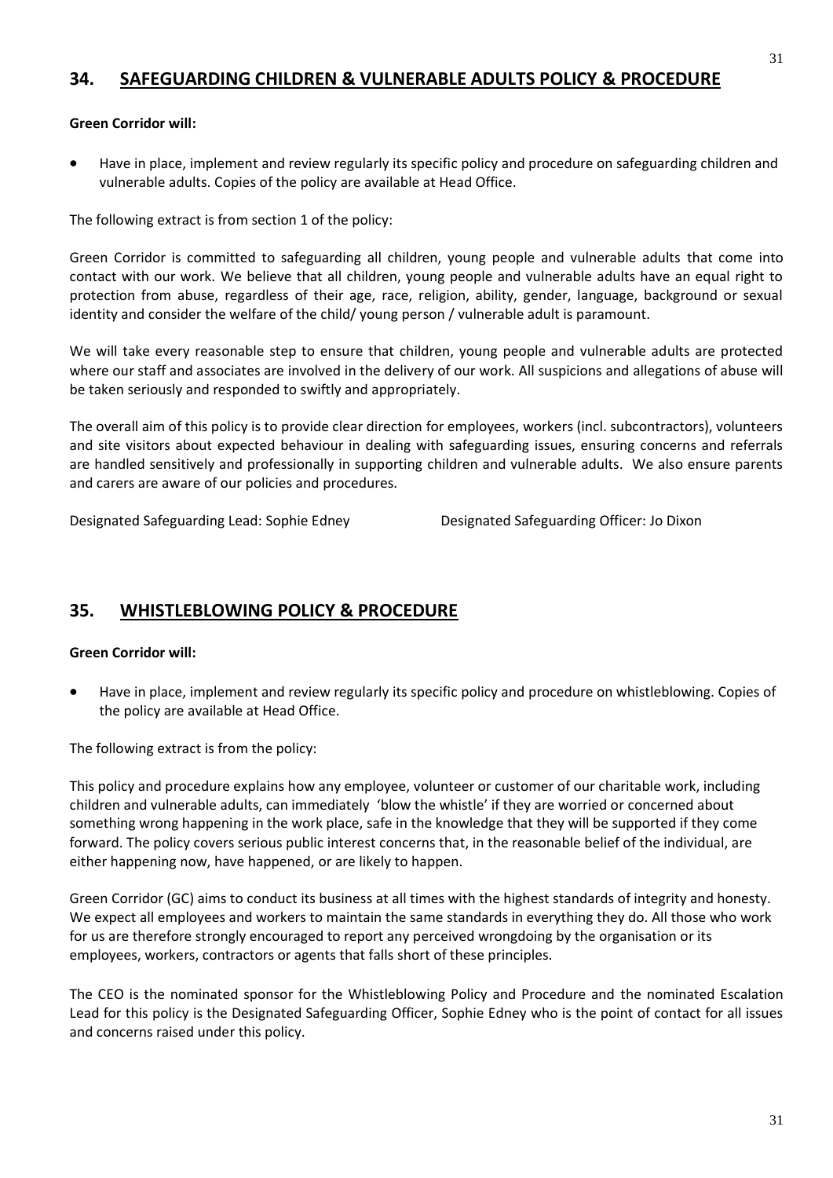## 34. SAFEGUARDING CHILDREN & VULNERABLE ADULTS POLICY & PROCEDURE

**Green Corridor will:**

- Have in place, implement and review regularly its specific policy and procedure on safeguarding children and vulnerable adults. Copies of the policy are available at Head Office.

The following extract is from section 1 of the policy:

Green Corridor is committed to safeguarding all children, young people and vulnerable adults that come into contact with our work. We believe that all children, young people and vulnerable adults have an equal right to protection from abuse, regardless of their age, race, religion, ability, gender, language, background or sexual identity and consider the welfare of the child/ young person / vulnerable adult is paramount.

We will take every reasonable step to ensure that children, young people and vulnerable adults are protected where our staff and associates are involved in the delivery of our work. All suspicions and allegations of abuse will be taken seriously and responded to swiftly and appropriately.

The overall aim of this policy is to provide clear direction for employees, workers (incl. subcontractors), volunteers and site visitors about expected behaviour in dealing with safeguarding issues, ensuring concerns and referrals are handled sensitively and professionally in supporting children and vulnerable adults. We also ensure parents and carers are aware of our policies and procedures.

Designated Safeguarding Lead: Sophie Edney Designated Safeguarding Officer: Jo Dixon

## 35. WHISTLEBLOWING POLICY & PROCEDURE

**Green Corridor will:**

- Have in place, implement and review regularly its specific policy and procedure on whistleblowing. Copies of the policy are available at Head Office.

The following extract is from the policy:

This policy and procedure explains how any employee, volunteer or customer of our charitable work, including children and vulnerable adults, can immediately 'blow the whistle' if they are worried or concerned about something wrong happening in the work place, safe in the knowledge that they will be supported if they come forward. The policy covers serious public interest concerns that, in the reasonable belief of the individual, are either happening now, have happened, or are likely to happen.

Green Corridor (GC) aims to conduct its business at all times with the highest standards of integrity and honesty. We expect all employees and workers to maintain the same standards in everything they do. All those who work for us are therefore strongly encouraged to report any perceived wrongdoing by the organisation or its employees, workers, contractors or agents that falls short of these principles.

The CEO is the nominated sponsor for the Whistleblowing Policy and Procedure and the nominated Escalation Lead for this policy is the Designated Safeguarding Officer, Sophie Edney who is the point of contact for all issues and concerns raised under this policy.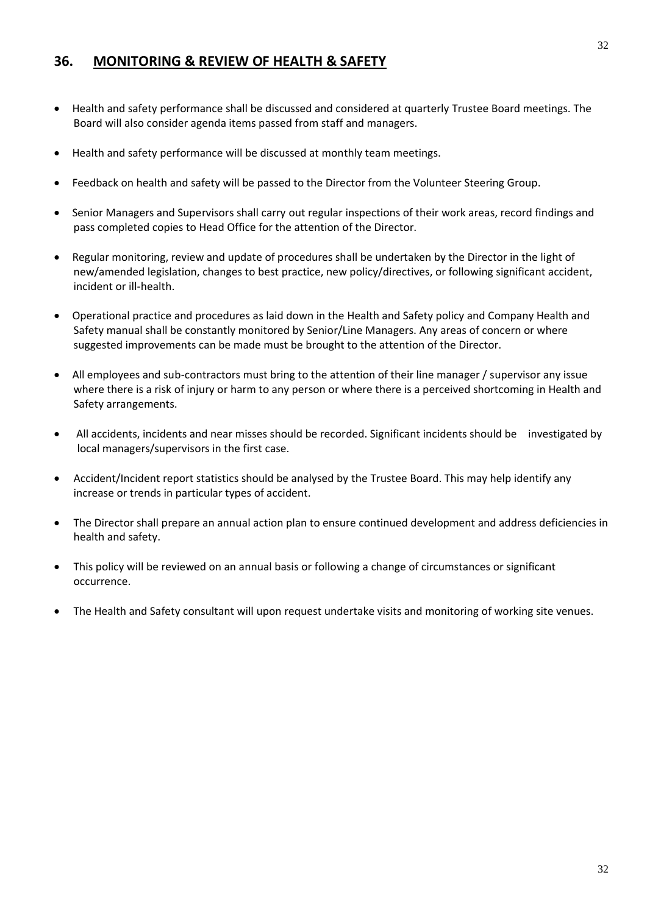## 36. MONITORING & REVIEW OF HEALTH & SAFETY

- Health and safety performance shall be discussed and considered at quarterly Trustee Board meetings. The Board will also consider agenda items passed from staff and managers.
- Health and safety performance will be discussed at monthly team meetings.
- Feedback on health and safety will be passed to the Director from the Volunteer Steering Group.
- Senior Managers and Supervisors shall carry out regular inspections of their work areas, record findings and pass completed copies to Head Office for the attention of the Director.
- Regular monitoring, review and update of procedures shall be undertaken by the Director in the light of new/amended legislation, changes to best practice, new policy/directives, or following significant accident, incident or ill-health.
- Operational practice and procedures as laid down in the Health and Safety policy and Company Health and Safety manual shall be constantly monitored by Senior/Line Managers. Any areas of concern or where suggested improvements can be made must be brought to the attention of the Director.
- All employees and sub-contractors must bring to the attention of their line manager / supervisor any issue where there is a risk of injury or harm to any person or where there is a perceived shortcoming in Health and Safety arrangements.
- All accidents, incidents and near misses should be recorded. Significant incidents should be investigated by local managers/supervisors in the first case.
- Accident/Incident report statistics should be analysed by the Trustee Board. This may help identify any increase or trends in particular types of accident.
- The Director shall prepare an annual action plan to ensure continued development and address deficiencies in health and safety.
- This policy will be reviewed on an annual basis or following a change of circumstances or significant occurrence.
- The Health and Safety consultant will upon request undertake visits and monitoring of working site venues.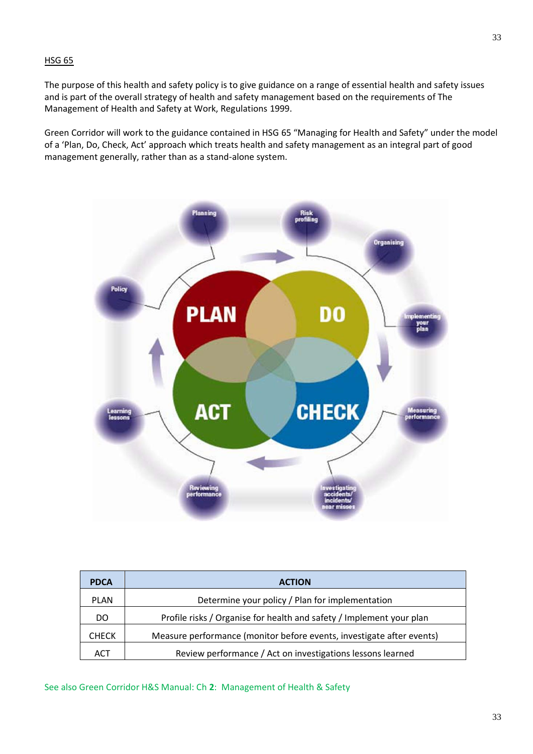HSG 65

The purpose of this health and safety policy is to give guidance on a range of essential health and safety issues and is part of the overall strategy of health and safety management based on the requirements of The Management of Health and Safety at Work, Regulations 1999.

Green Corridor will work to the guidance contained in HSG 65 "Managing for Health and Safety" under the model of a 'Plan, Do, Check, Act' approach which treats health and safety management as an integral part of good management generally, rather than as a stand-alone system.

| PDCA | ACTION |
|---|---|
| PLAN | Determine your policy / Plan for implementation |
| DO | Profile risks / Organise for health and safety / Implement your plan |
| CHECK | Measure performance (monitor before events, investigate after events) |
| ACT | Review performance / Act on investigations lessons learned |

See also Green Corridor H&S Manual: Ch **2**: Management of Health & Safety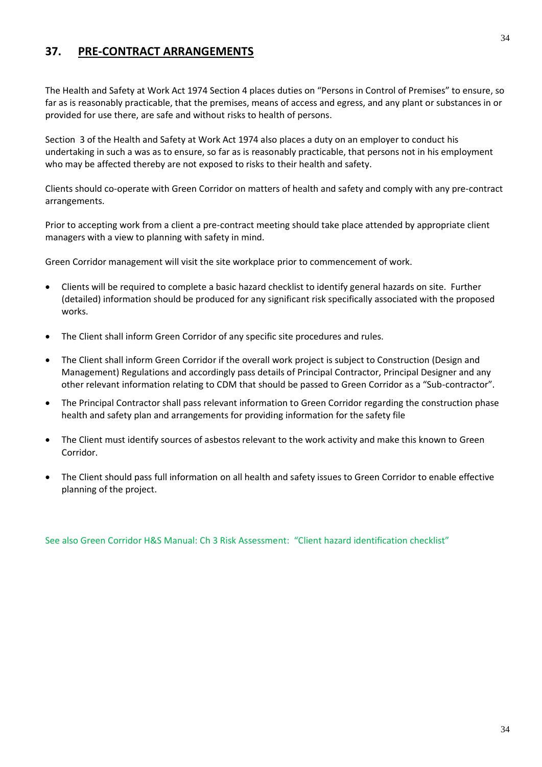## 37. PRE-CONTRACT ARRANGEMENTS

The Health and Safety at Work Act 1974 Section 4 places duties on "Persons in Control of Premises" to ensure, so far as is reasonably practicable, that the premises, means of access and egress, and any plant or substances in or provided for use there, are safe and without risks to health of persons.

Section 3 of the Health and Safety at Work Act 1974 also places a duty on an employer to conduct his undertaking in such a was as to ensure, so far as is reasonably practicable, that persons not in his employment who may be affected thereby are not exposed to risks to their health and safety.

Clients should co-operate with Green Corridor on matters of health and safety and comply with any pre-contract arrangements.

Prior to accepting work from a client a pre-contract meeting should take place attended by appropriate client managers with a view to planning with safety in mind.

Green Corridor management will visit the site workplace prior to commencement of work.

- Clients will be required to complete a basic hazard checklist to identify general hazards on site. Further (detailed) information should be produced for any significant risk specifically associated with the proposed works.
- The Client shall inform Green Corridor of any specific site procedures and rules.
- The Client shall inform Green Corridor if the overall work project is subject to Construction (Design and Management) Regulations and accordingly pass details of Principal Contractor, Principal Designer and any other relevant information relating to CDM that should be passed to Green Corridor as a "Sub-contractor".
- The Principal Contractor shall pass relevant information to Green Corridor regarding the construction phase health and safety plan and arrangements for providing information for the safety file
- The Client must identify sources of asbestos relevant to the work activity and make this known to Green Corridor.
- The Client should pass full information on all health and safety issues to Green Corridor to enable effective planning of the project.

See also Green Corridor H&S Manual: Ch 3 Risk Assessment: "Client hazard identification checklist"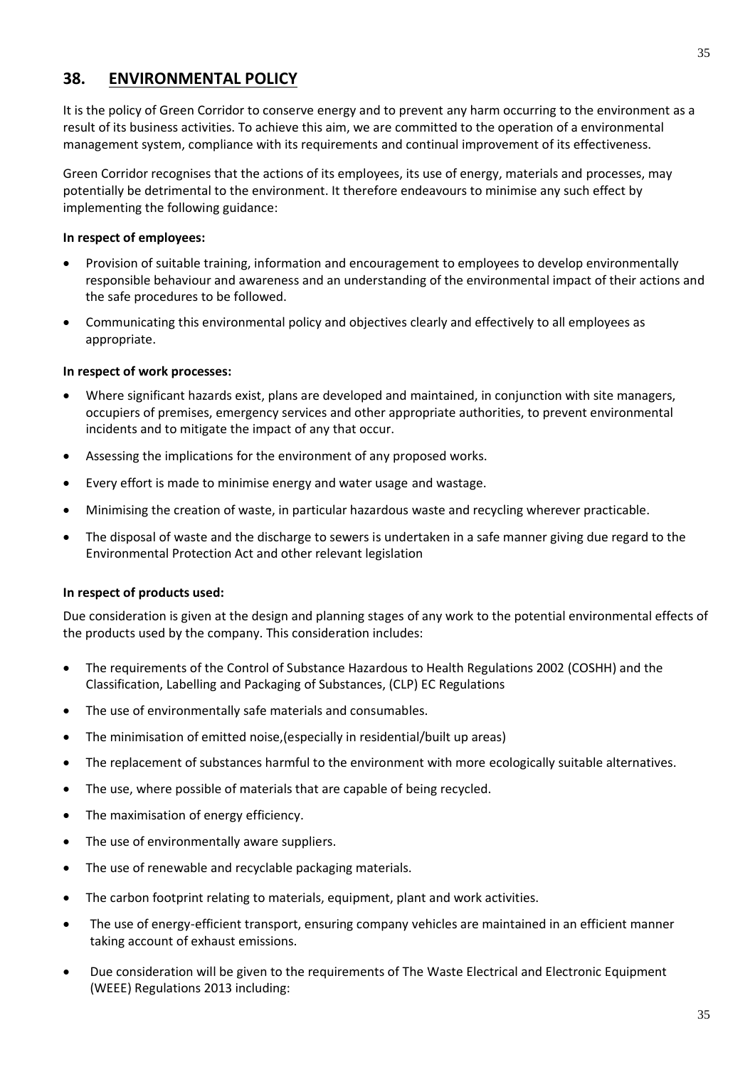## 38. ENVIRONMENTAL POLICY

It is the policy of Green Corridor to conserve energy and to prevent any harm occurring to the environment as a result of its business activities. To achieve this aim, we are committed to the operation of a environmental management system, compliance with its requirements and continual improvement of its effectiveness.

Green Corridor recognises that the actions of its employees, its use of energy, materials and processes, may potentially be detrimental to the environment. It therefore endeavours to minimise any such effect by implementing the following guidance:

**In respect of employees:**

- Provision of suitable training, information and encouragement to employees to develop environmentally responsible behaviour and awareness and an understanding of the environmental impact of their actions and the safe procedures to be followed.
- Communicating this environmental policy and objectives clearly and effectively to all employees as appropriate.

**In respect of work processes:**

- Where significant hazards exist, plans are developed and maintained, in conjunction with site managers, occupiers of premises, emergency services and other appropriate authorities, to prevent environmental incidents and to mitigate the impact of any that occur.
- Assessing the implications for the environment of any proposed works.
- Every effort is made to minimise energy and water usage and wastage.
- Minimising the creation of waste, in particular hazardous waste and recycling wherever practicable.
- The disposal of waste and the discharge to sewers is undertaken in a safe manner giving due regard to the Environmental Protection Act and other relevant legislation

**In respect of products used:**

Due consideration is given at the design and planning stages of any work to the potential environmental effects of the products used by the company. This consideration includes:

- The requirements of the Control of Substance Hazardous to Health Regulations 2002 (COSHH) and the Classification, Labelling and Packaging of Substances, (CLP) EC Regulations
- The use of environmentally safe materials and consumables.
- The minimisation of emitted noise,(especially in residential/built up areas)
- The replacement of substances harmful to the environment with more ecologically suitable alternatives.
- The use, where possible of materials that are capable of being recycled.
- The maximisation of energy efficiency.
- The use of environmentally aware suppliers.
- The use of renewable and recyclable packaging materials.
- The carbon footprint relating to materials, equipment, plant and work activities.
- The use of energy-efficient transport, ensuring company vehicles are maintained in an efficient manner taking account of exhaust emissions.
- Due consideration will be given to the requirements of The Waste Electrical and Electronic Equipment (WEEE) Regulations 2013 including: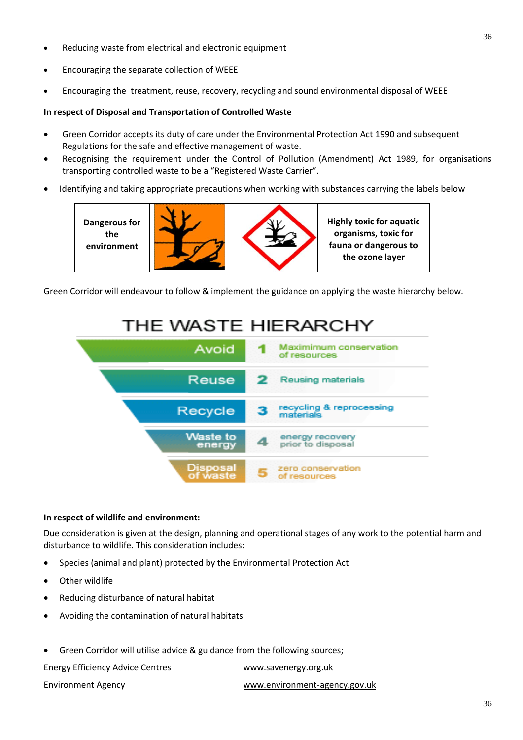- Reducing waste from electrical and electronic equipment
- Encouraging the separate collection of WEEE
- Encouraging the treatment, reuse, recovery, recycling and sound environmental disposal of WEEE

**In respect of Disposal and Transportation of Controlled Waste**

- Green Corridor accepts its duty of care under the Environmental Protection Act 1990 and subsequent Regulations for the safe and effective management of waste.
- Recognising the requirement under the Control of Pollution (Amendment) Act 1989, for organisations transporting controlled waste to be a "Registered Waste Carrier".
- Identifying and taking appropriate precautions when working with substances carrying the labels below

| Dangerous for the environment | | | Highly toxic for aquatic organisms, toxic for fauna or dangerous to the ozone layer |
|---|---|---|---|

Green Corridor will endeavour to follow & implement the guidance on applying the waste hierarchy below.

**THE WASTE HIERARCHY**

| | | |
|---|---|---|
| Avoid | 1 | Maximimum conservation of resources |
| Reuse | 2 | Reusing materials |
| Recycle | 3 | recycling & reprocessing materials |
| Waste to energy | 4 | energy recovery prior to disposal |
| Disposal of waste | 5 | zero conservation of resources |

**In respect of wildlife and environment:**

Due consideration is given at the design, planning and operational stages of any work to the potential harm and disturbance to wildlife. This consideration includes:

- Species (animal and plant) protected by the Environmental Protection Act
- Other wildlife
- Reducing disturbance of natural habitat
- Avoiding the contamination of natural habitats

- Green Corridor will utilise advice & guidance from the following sources;

| | |
|---|---|
| Energy Efficiency Advice Centres | www.savenergy.org.uk |
| Environment Agency | www.environment-agency.gov.uk |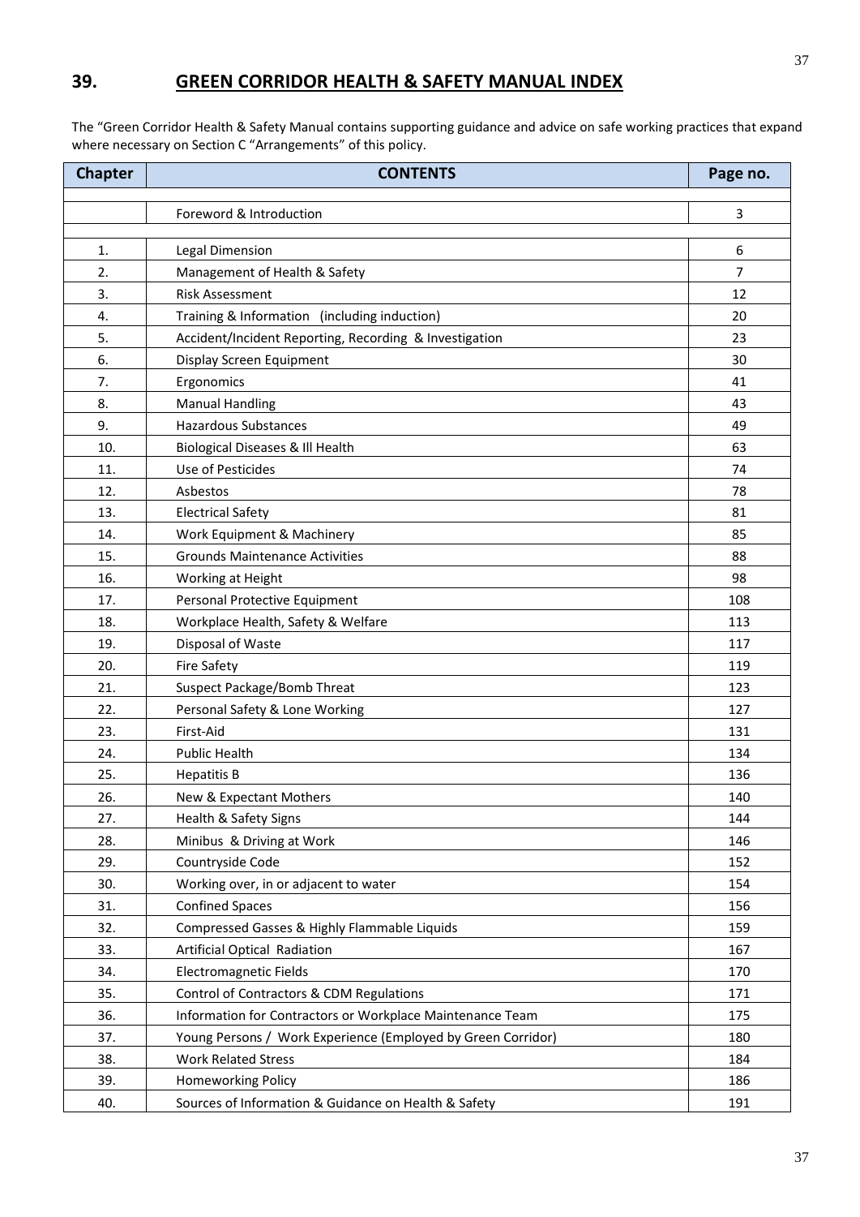# 39. GREEN CORRIDOR HEALTH & SAFETY MANUAL INDEX

The "Green Corridor Health & Safety Manual contains supporting guidance and advice on safe working practices that expand where necessary on Section C "Arrangements" of this policy.

| Chapter | CONTENTS | Page no. |
|---|---|---|
| | Foreword & Introduction | 3 |
| 1. | Legal Dimension | 6 |
| 2. | Management of Health & Safety | 7 |
| 3. | Risk Assessment | 12 |
| 4. | Training & Information (including induction) | 20 |
| 5. | Accident/Incident Reporting, Recording & Investigation | 23 |
| 6. | Display Screen Equipment | 30 |
| 7. | Ergonomics | 41 |
| 8. | Manual Handling | 43 |
| 9. | Hazardous Substances | 49 |
| 10. | Biological Diseases & Ill Health | 63 |
| 11. | Use of Pesticides | 74 |
| 12. | Asbestos | 78 |
| 13. | Electrical Safety | 81 |
| 14. | Work Equipment & Machinery | 85 |
| 15. | Grounds Maintenance Activities | 88 |
| 16. | Working at Height | 98 |
| 17. | Personal Protective Equipment | 108 |
| 18. | Workplace Health, Safety & Welfare | 113 |
| 19. | Disposal of Waste | 117 |
| 20. | Fire Safety | 119 |
| 21. | Suspect Package/Bomb Threat | 123 |
| 22. | Personal Safety & Lone Working | 127 |
| 23. | First-Aid | 131 |
| 24. | Public Health | 134 |
| 25. | Hepatitis B | 136 |
| 26. | New & Expectant Mothers | 140 |
| 27. | Health & Safety Signs | 144 |
| 28. | Minibus & Driving at Work | 146 |
| 29. | Countryside Code | 152 |
| 30. | Working over, in or adjacent to water | 154 |
| 31. | Confined Spaces | 156 |
| 32. | Compressed Gasses & Highly Flammable Liquids | 159 |
| 33. | Artificial Optical Radiation | 167 |
| 34. | Electromagnetic Fields | 170 |
| 35. | Control of Contractors & CDM Regulations | 171 |
| 36. | Information for Contractors or Workplace Maintenance Team | 175 |
| 37. | Young Persons / Work Experience (Employed by Green Corridor) | 180 |
| 38. | Work Related Stress | 184 |
| 39. | Homeworking Policy | 186 |
| 40. | Sources of Information & Guidance on Health & Safety | 191 |